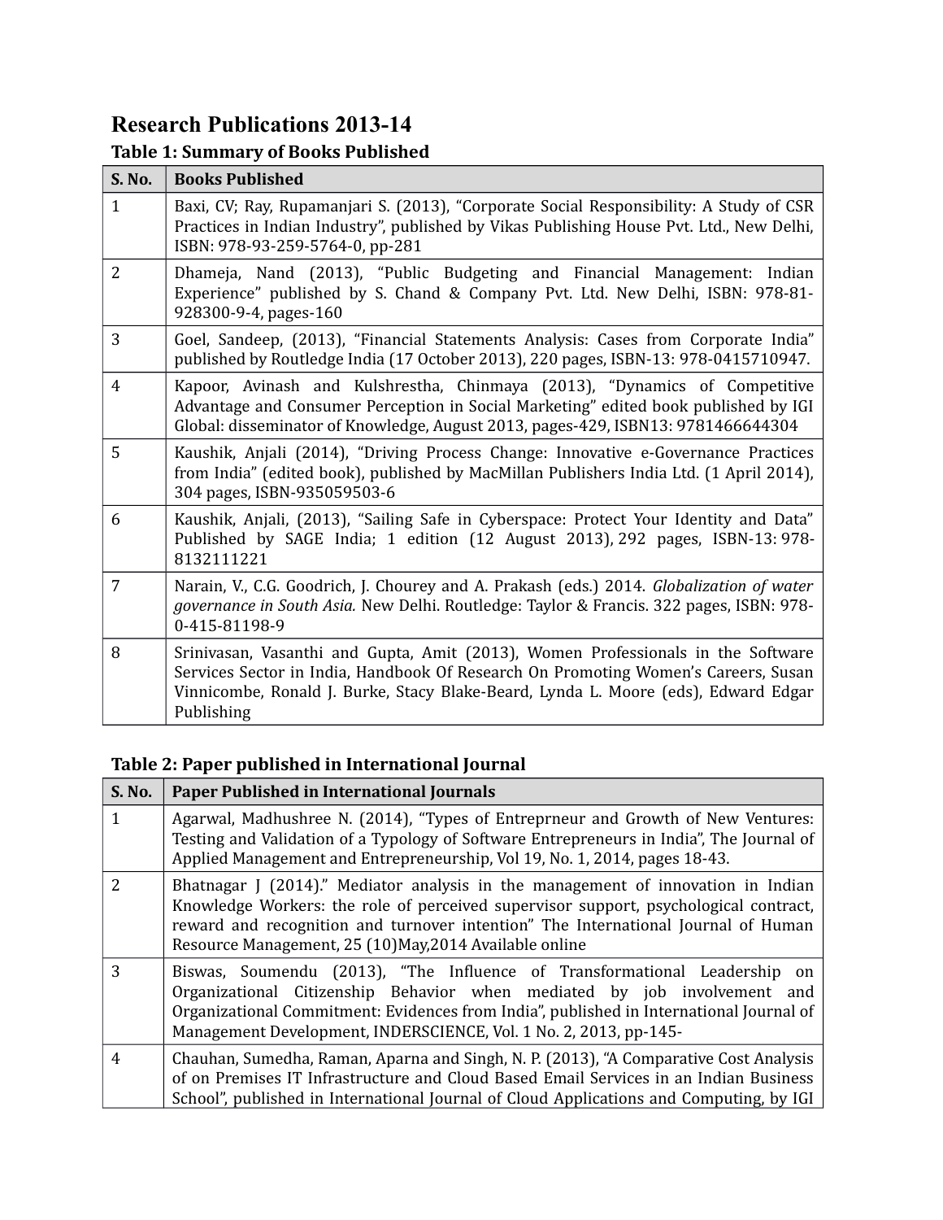# Research Publications 2013-14

### Table 1: Summary of Books Published

| S. No. | Books Published |
|---|---|
| 1 | Baxi, CV; Ray, Rupamanjari S. (2013), "Corporate Social Responsibility: A Study of CSR Practices in Indian Industry", published by Vikas Publishing House Pvt. Ltd., New Delhi, ISBN: 978-93-259-5764-0, pp-281 |
| 2 | Dhameja, Nand (2013), "Public Budgeting and Financial Management: Indian Experience" published by S. Chand & Company Pvt. Ltd. New Delhi, ISBN: 978-81-928300-9-4, pages-160 |
| 3 | Goel, Sandeep, (2013), "Financial Statements Analysis: Cases from Corporate India" published by Routledge India (17 October 2013), 220 pages, ISBN-13: 978-0415710947. |
| 4 | Kapoor, Avinash and Kulshrestha, Chinmaya (2013), "Dynamics of Competitive Advantage and Consumer Perception in Social Marketing" edited book published by IGI Global: disseminator of Knowledge, August 2013, pages-429, ISBN13: 9781466644304 |
| 5 | Kaushik, Anjali (2014), "Driving Process Change: Innovative e-Governance Practices from India" (edited book), published by MacMillan Publishers India Ltd. (1 April 2014), 304 pages, ISBN-935059503-6 |
| 6 | Kaushik, Anjali, (2013), "Sailing Safe in Cyberspace: Protect Your Identity and Data" Published by SAGE India; 1 edition (12 August 2013), 292 pages, ISBN-13: 978-8132111221 |
| 7 | Narain, V., C.G. Goodrich, J. Chourey and A. Prakash (eds.) 2014. *Globalization of water governance in South Asia.* New Delhi. Routledge: Taylor & Francis. 322 pages, ISBN: 978-0-415-81198-9 |
| 8 | Srinivasan, Vasanthi and Gupta, Amit (2013), Women Professionals in the Software Services Sector in India, Handbook Of Research On Promoting Women's Careers, Susan Vinnicombe, Ronald J. Burke, Stacy Blake-Beard, Lynda L. Moore (eds), Edward Edgar Publishing |

### Table 2: Paper published in International Journal

| S. No. | Paper Published in International Journals |
|---|---|
| 1 | Agarwal, Madhushree N. (2014), "Types of Entreprneur and Growth of New Ventures: Testing and Validation of a Typology of Software Entrepreneurs in India", The Journal of Applied Management and Entrepreneurship, Vol 19, No. 1, 2014, pages 18-43. |
| 2 | Bhatnagar J (2014)." Mediator analysis in the management of innovation in Indian Knowledge Workers: the role of perceived supervisor support, psychological contract, reward and recognition and turnover intention" The International Journal of Human Resource Management, 25 (10)May,2014 Available online |
| 3 | Biswas, Soumendu (2013), "The Influence of Transformational Leadership on Organizational Citizenship Behavior when mediated by job involvement and Organizational Commitment: Evidences from India", published in International Journal of Management Development, INDERSCIENCE, Vol. 1 No. 2, 2013, pp-145- |
| 4 | Chauhan, Sumedha, Raman, Aparna and Singh, N. P. (2013), "A Comparative Cost Analysis of on Premises IT Infrastructure and Cloud Based Email Services in an Indian Business School", published in International Journal of Cloud Applications and Computing, by IGI |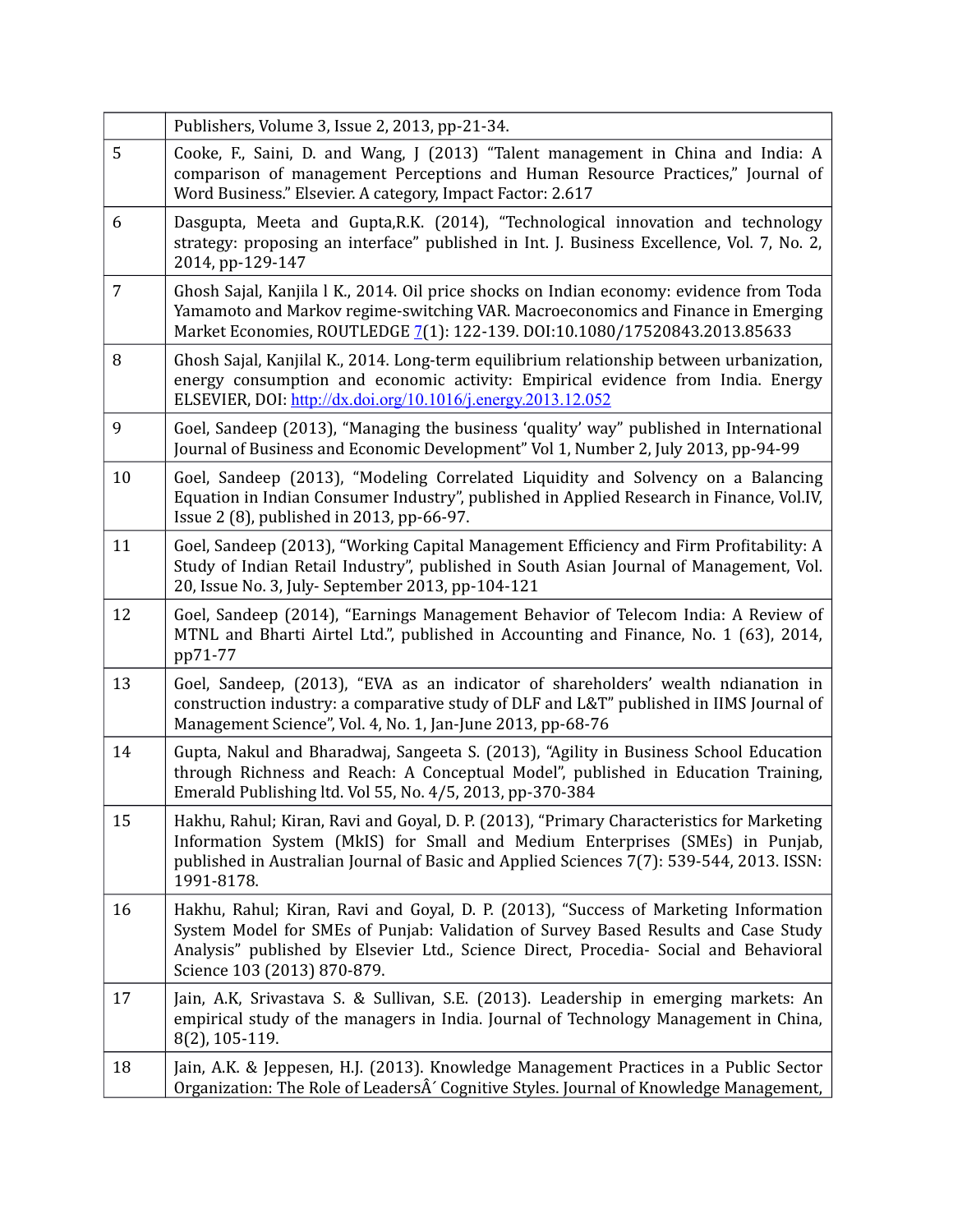|  |  |
|---|---|
|  | Publishers, Volume 3, Issue 2, 2013, pp-21-34. |
| 5 | Cooke, F., Saini, D. and Wang, J (2013) "Talent management in China and India: A comparison of management Perceptions and Human Resource Practices," Journal of Word Business." Elsevier. A category, Impact Factor: 2.617 |
| 6 | Dasgupta, Meeta and Gupta,R.K. (2014), "Technological innovation and technology strategy: proposing an interface" published in Int. J. Business Excellence, Vol. 7, No. 2, 2014, pp-129-147 |
| 7 | Ghosh Sajal, Kanjila l K., 2014. Oil price shocks on Indian economy: evidence from Toda Yamamoto and Markov regime-switching VAR. Macroeconomics and Finance in Emerging Market Economies, ROUTLEDGE 7(1): 122-139. DOI:10.1080/17520843.2013.85633 |
| 8 | Ghosh Sajal, Kanjilal K., 2014. Long-term equilibrium relationship between urbanization, energy consumption and economic activity: Empirical evidence from India. Energy ELSEVIER, DOI: http://dx.doi.org/10.1016/j.energy.2013.12.052 |
| 9 | Goel, Sandeep (2013), "Managing the business 'quality' way" published in International Journal of Business and Economic Development" Vol 1, Number 2, July 2013, pp-94-99 |
| 10 | Goel, Sandeep (2013), "Modeling Correlated Liquidity and Solvency on a Balancing Equation in Indian Consumer Industry", published in Applied Research in Finance, Vol.IV, Issue 2 (8), published in 2013, pp-66-97. |
| 11 | Goel, Sandeep (2013), "Working Capital Management Efficiency and Firm Profitability: A Study of Indian Retail Industry", published in South Asian Journal of Management, Vol. 20, Issue No. 3, July- September 2013, pp-104-121 |
| 12 | Goel, Sandeep (2014), "Earnings Management Behavior of Telecom India: A Review of MTNL and Bharti Airtel Ltd.", published in Accounting and Finance, No. 1 (63), 2014, pp71-77 |
| 13 | Goel, Sandeep, (2013), "EVA as an indicator of shareholders' wealth ndianation in construction industry: a comparative study of DLF and L&T" published in IIMS Journal of Management Science", Vol. 4, No. 1, Jan-June 2013, pp-68-76 |
| 14 | Gupta, Nakul and Bharadwaj, Sangeeta S. (2013), "Agility in Business School Education through Richness and Reach: A Conceptual Model", published in Education Training, Emerald Publishing ltd. Vol 55, No. 4/5, 2013, pp-370-384 |
| 15 | Hakhu, Rahul; Kiran, Ravi and Goyal, D. P. (2013), "Primary Characteristics for Marketing Information System (MkIS) for Small and Medium Enterprises (SMEs) in Punjab, published in Australian Journal of Basic and Applied Sciences 7(7): 539-544, 2013. ISSN: 1991-8178. |
| 16 | Hakhu, Rahul; Kiran, Ravi and Goyal, D. P. (2013), "Success of Marketing Information System Model for SMEs of Punjab: Validation of Survey Based Results and Case Study Analysis" published by Elsevier Ltd., Science Direct, Procedia- Social and Behavioral Science 103 (2013) 870-879. |
| 17 | Jain, A.K, Srivastava S. & Sullivan, S.E. (2013). Leadership in emerging markets: An empirical study of the managers in India. Journal of Technology Management in China, 8(2), 105-119. |
| 18 | Jain, A.K. & Jeppesen, H.J. (2013). Knowledge Management Practices in a Public Sector Organization: The Role of LeadersÂ´ Cognitive Styles. Journal of Knowledge Management, |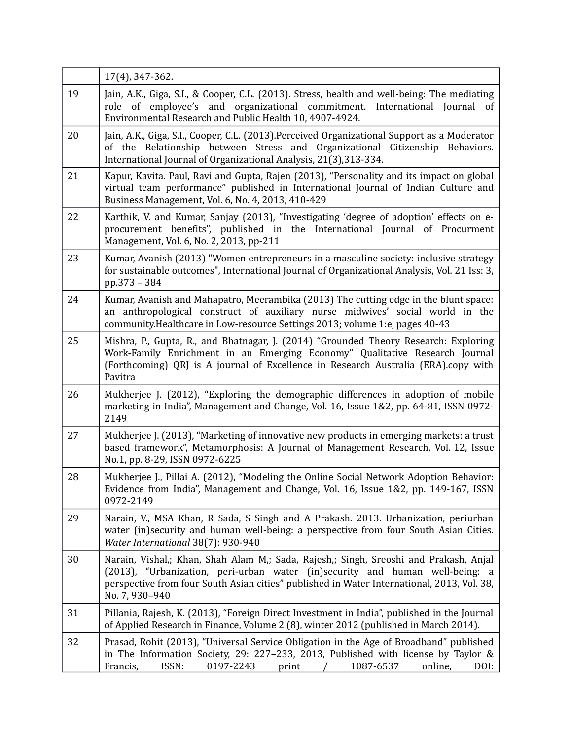| | |
|---|---|
| | 17(4), 347-362. |
| 19 | Jain, A.K., Giga, S.I., & Cooper, C.L. (2013). Stress, health and well-being: The mediating role of employee's and organizational commitment. International Journal of Environmental Research and Public Health 10, 4907-4924. |
| 20 | Jain, A.K., Giga, S.I., Cooper, C.L. (2013).Perceived Organizational Support as a Moderator of the Relationship between Stress and Organizational Citizenship Behaviors. International Journal of Organizational Analysis, 21(3),313-334. |
| 21 | Kapur, Kavita. Paul, Ravi and Gupta, Rajen (2013), "Personality and its impact on global virtual team performance" published in International Journal of Indian Culture and Business Management, Vol. 6, No. 4, 2013, 410-429 |
| 22 | Karthik, V. and Kumar, Sanjay (2013), "Investigating 'degree of adoption' effects on e-procurement benefits", published in the International Journal of Procurment Management, Vol. 6, No. 2, 2013, pp-211 |
| 23 | Kumar, Avanish (2013) "Women entrepreneurs in a masculine society: inclusive strategy for sustainable outcomes", International Journal of Organizational Analysis, Vol. 21 Iss: 3, pp.373 – 384 |
| 24 | Kumar, Avanish and Mahapatro, Meerambika (2013) The cutting edge in the blunt space: an anthropological construct of auxiliary nurse midwives' social world in the community.Healthcare in Low-resource Settings 2013; volume 1:e, pages 40-43 |
| 25 | Mishra, P., Gupta, R., and Bhatnagar, J. (2014) "Grounded Theory Research: Exploring Work-Family Enrichment in an Emerging Economy" Qualitative Research Journal (Forthcoming) QRJ is A journal of Excellence in Research Australia (ERA).copy with Pavitra |
| 26 | Mukherjee J. (2012), "Exploring the demographic differences in adoption of mobile marketing in India", Management and Change, Vol. 16, Issue 1&2, pp. 64-81, ISSN 0972-2149 |
| 27 | Mukherjee J. (2013), "Marketing of innovative new products in emerging markets: a trust based framework", Metamorphosis: A Journal of Management Research, Vol. 12, Issue No.1, pp. 8-29, ISSN 0972-6225 |
| 28 | Mukherjee J., Pillai A. (2012), "Modeling the Online Social Network Adoption Behavior: Evidence from India", Management and Change, Vol. 16, Issue 1&2, pp. 149-167, ISSN 0972-2149 |
| 29 | Narain, V., MSA Khan, R Sada, S Singh and A Prakash. 2013. Urbanization, periurban water (in)security and human well-being: a perspective from four South Asian Cities. *Water International* 38(7): 930-940 |
| 30 | Narain, Vishal,; Khan, Shah Alam M,; Sada, Rajesh,; Singh, Sreoshi and Prakash, Anjal (2013), "Urbanization, peri-urban water (in)security and human well-being: a perspective from four South Asian cities" published in Water International, 2013, Vol. 38, No. 7, 930–940 |
| 31 | Pillania, Rajesh, K. (2013), "Foreign Direct Investment in India", published in the Journal of Applied Research in Finance, Volume 2 (8), winter 2012 (published in March 2014). |
| 32 | Prasad, Rohit (2013), "Universal Service Obligation in the Age of Broadband" published in The Information Society, 29: 227–233, 2013, Published with license by Taylor & Francis, ISSN: 0197-2243 print / 1087-6537 online, DOI: |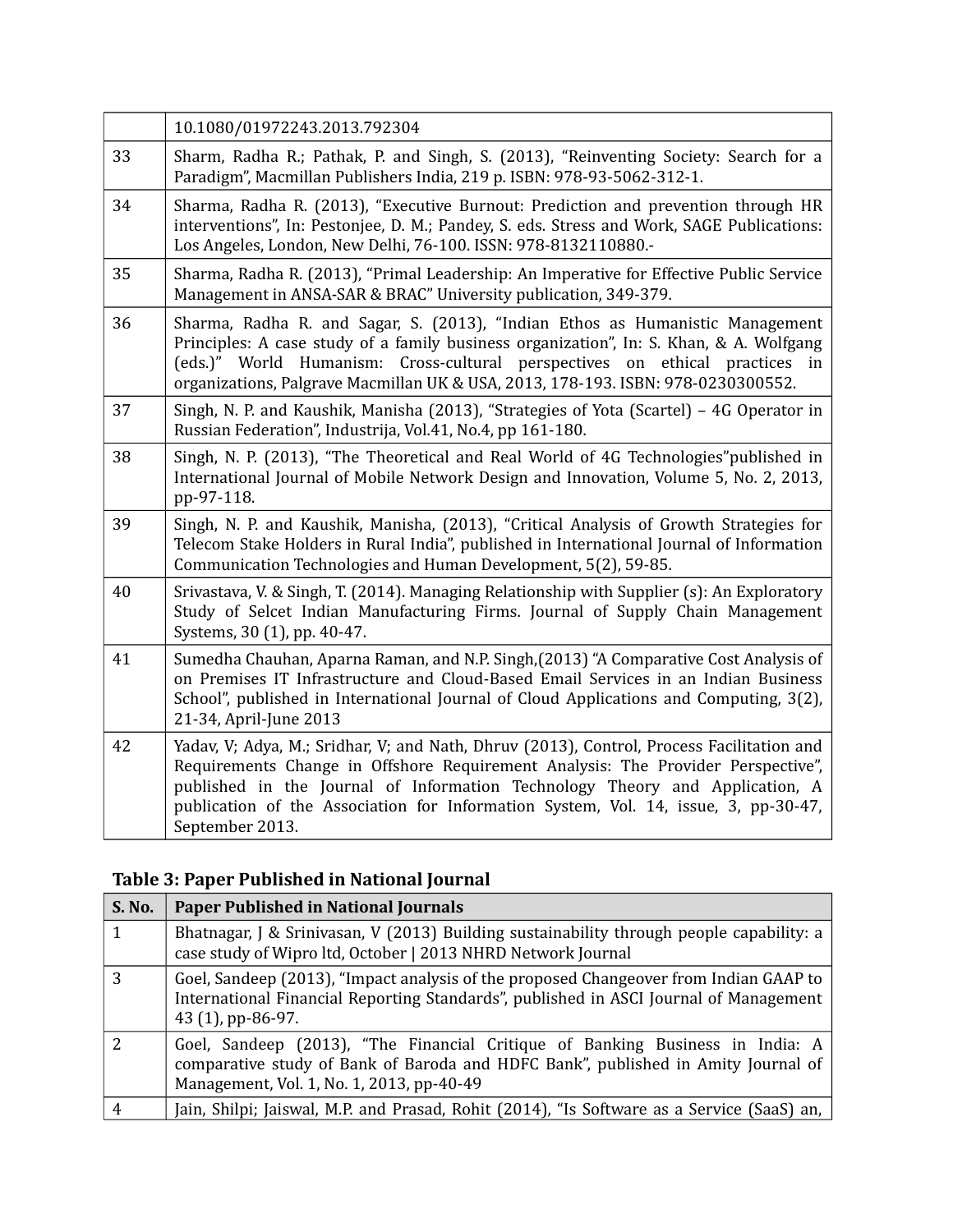|  | 10.1080/01972243.2013.792304 |
| --- | --- |
| 33 | Sharm, Radha R.; Pathak, P. and Singh, S. (2013), "Reinventing Society: Search for a Paradigm", Macmillan Publishers India, 219 p. ISBN: 978-93-5062-312-1. |
| 34 | Sharma, Radha R. (2013), "Executive Burnout: Prediction and prevention through HR interventions", In: Pestonjee, D. M.; Pandey, S. eds. Stress and Work, SAGE Publications: Los Angeles, London, New Delhi, 76-100. ISSN: 978-8132110880.- |
| 35 | Sharma, Radha R. (2013), "Primal Leadership: An Imperative for Effective Public Service Management in ANSA-SAR & BRAC" University publication, 349-379. |
| 36 | Sharma, Radha R. and Sagar, S. (2013), "Indian Ethos as Humanistic Management Principles: A case study of a family business organization", In: S. Khan, & A. Wolfgang (eds.)" World Humanism: Cross-cultural perspectives on ethical practices in organizations, Palgrave Macmillan UK & USA, 2013, 178-193. ISBN: 978-0230300552. |
| 37 | Singh, N. P. and Kaushik, Manisha (2013), "Strategies of Yota (Scartel) – 4G Operator in Russian Federation", Industrija, Vol.41, No.4, pp 161-180. |
| 38 | Singh, N. P. (2013), "The Theoretical and Real World of 4G Technologies"published in International Journal of Mobile Network Design and Innovation, Volume 5, No. 2, 2013, pp-97-118. |
| 39 | Singh, N. P. and Kaushik, Manisha, (2013), "Critical Analysis of Growth Strategies for Telecom Stake Holders in Rural India", published in International Journal of Information Communication Technologies and Human Development, 5(2), 59-85. |
| 40 | Srivastava, V. & Singh, T. (2014). Managing Relationship with Supplier (s): An Exploratory Study of Selcet Indian Manufacturing Firms. Journal of Supply Chain Management Systems, 30 (1), pp. 40-47. |
| 41 | Sumedha Chauhan, Aparna Raman, and N.P. Singh,(2013) "A Comparative Cost Analysis of on Premises IT Infrastructure and Cloud-Based Email Services in an Indian Business School", published in International Journal of Cloud Applications and Computing, 3(2), 21-34, April-June 2013 |
| 42 | Yadav, V; Adya, M.; Sridhar, V; and Nath, Dhruv (2013), Control, Process Facilitation and Requirements Change in Offshore Requirement Analysis: The Provider Perspective", published in the Journal of Information Technology Theory and Application, A publication of the Association for Information System, Vol. 14, issue, 3, pp-30-47, September 2013. |

**Table 3: Paper Published in National Journal**

| S. No. | Paper Published in National Journals |
| --- | --- |
| 1 | Bhatnagar, J & Srinivasan, V (2013) Building sustainability through people capability: a case study of Wipro ltd, October \| 2013 NHRD Network Journal |
| 3 | Goel, Sandeep (2013), "Impact analysis of the proposed Changeover from Indian GAAP to International Financial Reporting Standards", published in ASCI Journal of Management 43 (1), pp-86-97. |
| 2 | Goel, Sandeep (2013), "The Financial Critique of Banking Business in India: A comparative study of Bank of Baroda and HDFC Bank", published in Amity Journal of Management, Vol. 1, No. 1, 2013, pp-40-49 |
| 4 | Jain, Shilpi; Jaiswal, M.P. and Prasad, Rohit (2014), "Is Software as a Service (SaaS) an, |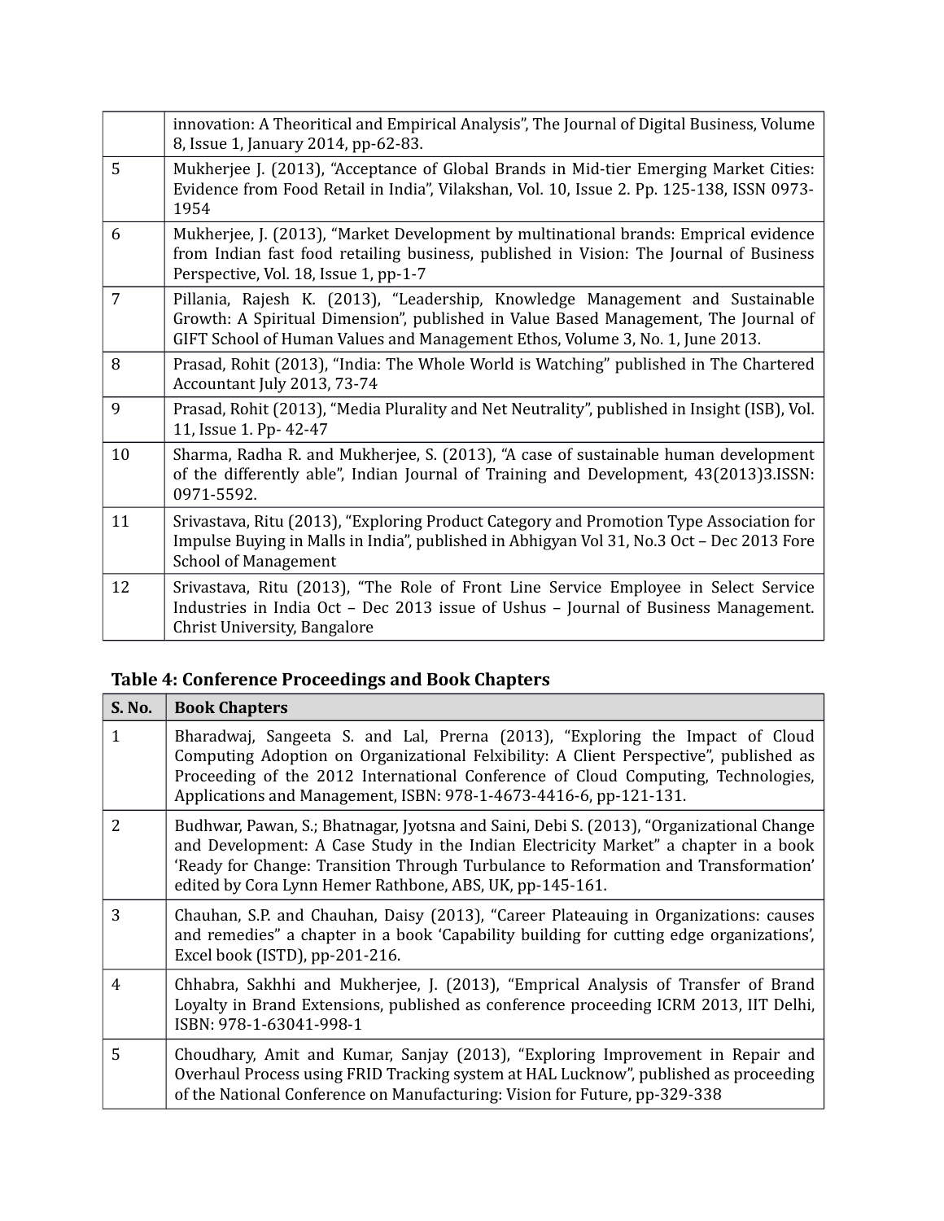| | |
|---|---|
| | innovation: A Theoritical and Empirical Analysis", The Journal of Digital Business, Volume 8, Issue 1, January 2014, pp-62-83. |
| 5 | Mukherjee J. (2013), "Acceptance of Global Brands in Mid-tier Emerging Market Cities: Evidence from Food Retail in India", Vilakshan, Vol. 10, Issue 2. Pp. 125-138, ISSN 0973-1954 |
| 6 | Mukherjee, J. (2013), "Market Development by multinational brands: Emprical evidence from Indian fast food retailing business, published in Vision: The Journal of Business Perspective, Vol. 18, Issue 1, pp-1-7 |
| 7 | Pillania, Rajesh K. (2013), "Leadership, Knowledge Management and Sustainable Growth: A Spiritual Dimension", published in Value Based Management, The Journal of GIFT School of Human Values and Management Ethos, Volume 3, No. 1, June 2013. |
| 8 | Prasad, Rohit (2013), "India: The Whole World is Watching" published in The Chartered Accountant July 2013, 73-74 |
| 9 | Prasad, Rohit (2013), "Media Plurality and Net Neutrality", published in Insight (ISB), Vol. 11, Issue 1. Pp- 42-47 |
| 10 | Sharma, Radha R. and Mukherjee, S. (2013), "A case of sustainable human development of the differently able", Indian Journal of Training and Development, 43(2013)3.ISSN: 0971-5592. |
| 11 | Srivastava, Ritu (2013), "Exploring Product Category and Promotion Type Association for Impulse Buying in Malls in India", published in Abhigyan Vol 31, No.3 Oct – Dec 2013 Fore School of Management |
| 12 | Srivastava, Ritu (2013), "The Role of Front Line Service Employee in Select Service Industries in India Oct – Dec 2013 issue of Ushus – Journal of Business Management. Christ University, Bangalore |

**Table 4: Conference Proceedings and Book Chapters**

| S. No. | Book Chapters |
|---|---|
| 1 | Bharadwaj, Sangeeta S. and Lal, Prerna (2013), "Exploring the Impact of Cloud Computing Adoption on Organizational Felxibility: A Client Perspective", published as Proceeding of the 2012 International Conference of Cloud Computing, Technologies, Applications and Management, ISBN: 978-1-4673-4416-6, pp-121-131. |
| 2 | Budhwar, Pawan, S.; Bhatnagar, Jyotsna and Saini, Debi S. (2013), "Organizational Change and Development: A Case Study in the Indian Electricity Market" a chapter in a book 'Ready for Change: Transition Through Turbulance to Reformation and Transformation' edited by Cora Lynn Hemer Rathbone, ABS, UK, pp-145-161. |
| 3 | Chauhan, S.P. and Chauhan, Daisy (2013), "Career Plateauing in Organizations: causes and remedies" a chapter in a book 'Capability building for cutting edge organizations', Excel book (ISTD), pp-201-216. |
| 4 | Chhabra, Sakhhi and Mukherjee, J. (2013), "Emprical Analysis of Transfer of Brand Loyalty in Brand Extensions, published as conference proceeding ICRM 2013, IIT Delhi, ISBN: 978-1-63041-998-1 |
| 5 | Choudhary, Amit and Kumar, Sanjay (2013), "Exploring Improvement in Repair and Overhaul Process using FRID Tracking system at HAL Lucknow", published as proceeding of the National Conference on Manufacturing: Vision for Future, pp-329-338 |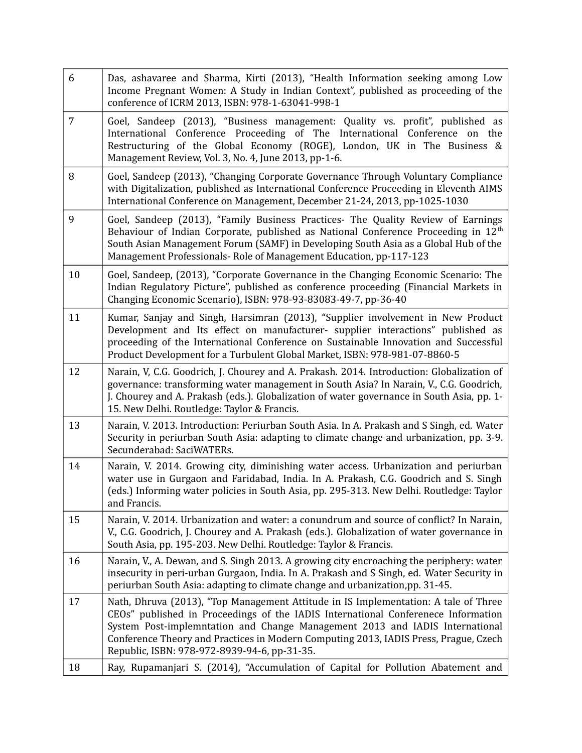| | |
|---|---|
| 6 | Das, ashavaree and Sharma, Kirti (2013), “Health Information seeking among Low Income Pregnant Women: A Study in Indian Context”, published as proceeding of the conference of ICRM 2013, ISBN: 978-1-63041-998-1 |
| 7 | Goel, Sandeep (2013), “Business management: Quality vs. profit”, published as International Conference Proceeding of The International Conference on the Restructuring of the Global Economy (ROGE), London, UK in The Business & Management Review, Vol. 3, No. 4, June 2013, pp-1-6. |
| 8 | Goel, Sandeep (2013), “Changing Corporate Governance Through Voluntary Compliance with Digitalization, published as International Conference Proceeding in Eleventh AIMS International Conference on Management, December 21-24, 2013, pp-1025-1030 |
| 9 | Goel, Sandeep (2013), “Family Business Practices- The Quality Review of Earnings Behaviour of Indian Corporate, published as National Conference Proceeding in 12th South Asian Management Forum (SAMF) in Developing South Asia as a Global Hub of the Management Professionals- Role of Management Education, pp-117-123 |
| 10 | Goel, Sandeep, (2013), “Corporate Governance in the Changing Economic Scenario: The Indian Regulatory Picture”, published as conference proceeding (Financial Markets in Changing Economic Scenario), ISBN: 978-93-83083-49-7, pp-36-40 |
| 11 | Kumar, Sanjay and Singh, Harsimran (2013), “Supplier involvement in New Product Development and Its effect on manufacturer- supplier interactions” published as proceeding of the International Conference on Sustainable Innovation and Successful Product Development for a Turbulent Global Market, ISBN: 978-981-07-8860-5 |
| 12 | Narain, V, C.G. Goodrich, J. Chourey and A. Prakash. 2014. Introduction: Globalization of governance: transforming water management in South Asia? In Narain, V., C.G. Goodrich, J. Chourey and A. Prakash (eds.). Globalization of water governance in South Asia, pp. 1-15. New Delhi. Routledge: Taylor & Francis. |
| 13 | Narain, V. 2013. Introduction: Periurban South Asia. In A. Prakash and S Singh, ed. Water Security in periurban South Asia: adapting to climate change and urbanization, pp. 3-9. Secunderabad: SaciWATERs. |
| 14 | Narain, V. 2014. Growing city, diminishing water access. Urbanization and periurban water use in Gurgaon and Faridabad, India. In A. Prakash, C.G. Goodrich and S. Singh (eds.) Informing water policies in South Asia, pp. 295-313. New Delhi. Routledge: Taylor and Francis. |
| 15 | Narain, V. 2014. Urbanization and water: a conundrum and source of conflict? In Narain, V., C.G. Goodrich, J. Chourey and A. Prakash (eds.). Globalization of water governance in South Asia, pp. 195-203. New Delhi. Routledge: Taylor & Francis. |
| 16 | Narain, V., A. Dewan, and S. Singh 2013. A growing city encroaching the periphery: water insecurity in peri-urban Gurgaon, India. In A. Prakash and S Singh, ed. Water Security in periurban South Asia: adapting to climate change and urbanization,pp. 31-45. |
| 17 | Nath, Dhruva (2013), “Top Management Attitude in IS Implementation: A tale of Three CEOs” published in Proceedings of the IADIS International Conferenece Information System Post-implemntation and Change Management 2013 and IADIS International Conference Theory and Practices in Modern Computing 2013, IADIS Press, Prague, Czech Republic, ISBN: 978-972-8939-94-6, pp-31-35. |
| 18 | Ray, Rupamanjari S. (2014), “Accumulation of Capital for Pollution Abatement and |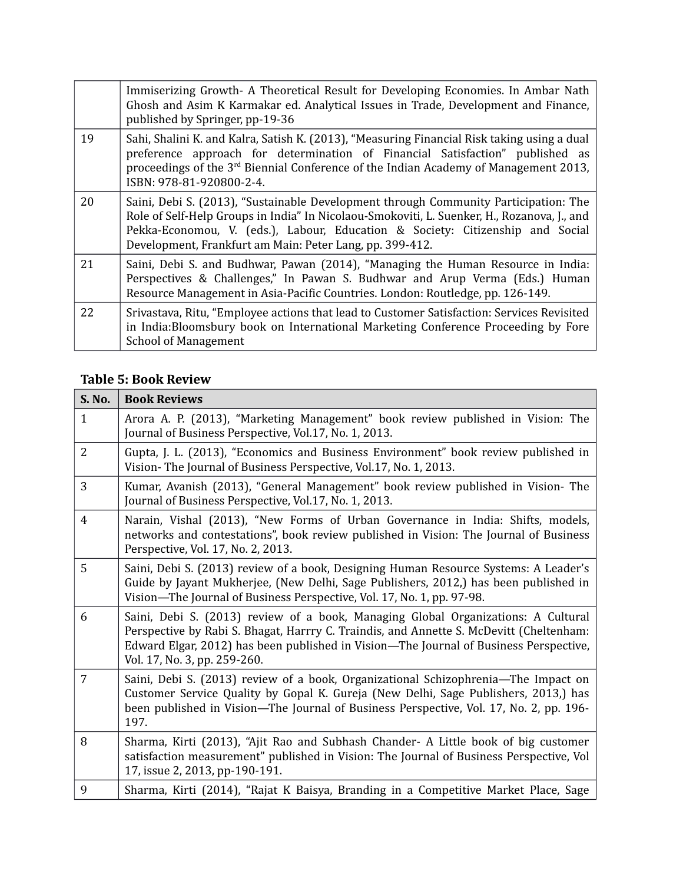| | |
|---|---|
| | Immiserizing Growth- A Theoretical Result for Developing Economies. In Ambar Nath Ghosh and Asim K Karmakar ed. Analytical Issues in Trade, Development and Finance, published by Springer, pp-19-36 |
| 19 | Sahi, Shalini K. and Kalra, Satish K. (2013), "Measuring Financial Risk taking using a dual preference approach for determination of Financial Satisfaction" published as proceedings of the 3rd Biennial Conference of the Indian Academy of Management 2013, ISBN: 978-81-920800-2-4. |
| 20 | Saini, Debi S. (2013), "Sustainable Development through Community Participation: The Role of Self-Help Groups in India" In Nicolaou-Smokoviti, L. Suenker, H., Rozanova, J., and Pekka-Economou, V. (eds.), Labour, Education & Society: Citizenship and Social Development, Frankfurt am Main: Peter Lang, pp. 399-412. |
| 21 | Saini, Debi S. and Budhwar, Pawan (2014), "Managing the Human Resource in India: Perspectives & Challenges," In Pawan S. Budhwar and Arup Verma (Eds.) Human Resource Management in Asia-Pacific Countries. London: Routledge, pp. 126-149. |
| 22 | Srivastava, Ritu, "Employee actions that lead to Customer Satisfaction: Services Revisited in India:Bloomsbury book on International Marketing Conference Proceeding by Fore School of Management |

**Table 5: Book Review**

| S. No. | Book Reviews |
|---|---|
| 1 | Arora A. P. (2013), "Marketing Management" book review published in Vision: The Journal of Business Perspective, Vol.17, No. 1, 2013. |
| 2 | Gupta, J. L. (2013), "Economics and Business Environment" book review published in Vision- The Journal of Business Perspective, Vol.17, No. 1, 2013. |
| 3 | Kumar, Avanish (2013), "General Management" book review published in Vision- The Journal of Business Perspective, Vol.17, No. 1, 2013. |
| 4 | Narain, Vishal (2013), "New Forms of Urban Governance in India: Shifts, models, networks and contestations", book review published in Vision: The Journal of Business Perspective, Vol. 17, No. 2, 2013. |
| 5 | Saini, Debi S. (2013) review of a book, Designing Human Resource Systems: A Leader's Guide by Jayant Mukherjee, (New Delhi, Sage Publishers, 2012,) has been published in Vision—The Journal of Business Perspective, Vol. 17, No. 1, pp. 97-98. |
| 6 | Saini, Debi S. (2013) review of a book, Managing Global Organizations: A Cultural Perspective by Rabi S. Bhagat, Harrry C. Traindis, and Annette S. McDevitt (Cheltenham: Edward Elgar, 2012) has been published in Vision—The Journal of Business Perspective, Vol. 17, No. 3, pp. 259-260. |
| 7 | Saini, Debi S. (2013) review of a book, Organizational Schizophrenia—The Impact on Customer Service Quality by Gopal K. Gureja (New Delhi, Sage Publishers, 2013,) has been published in Vision—The Journal of Business Perspective, Vol. 17, No. 2, pp. 196-197. |
| 8 | Sharma, Kirti (2013), "Ajit Rao and Subhash Chander- A Little book of big customer satisfaction measurement" published in Vision: The Journal of Business Perspective, Vol 17, issue 2, 2013, pp-190-191. |
| 9 | Sharma, Kirti (2014), "Rajat K Baisya, Branding in a Competitive Market Place, Sage |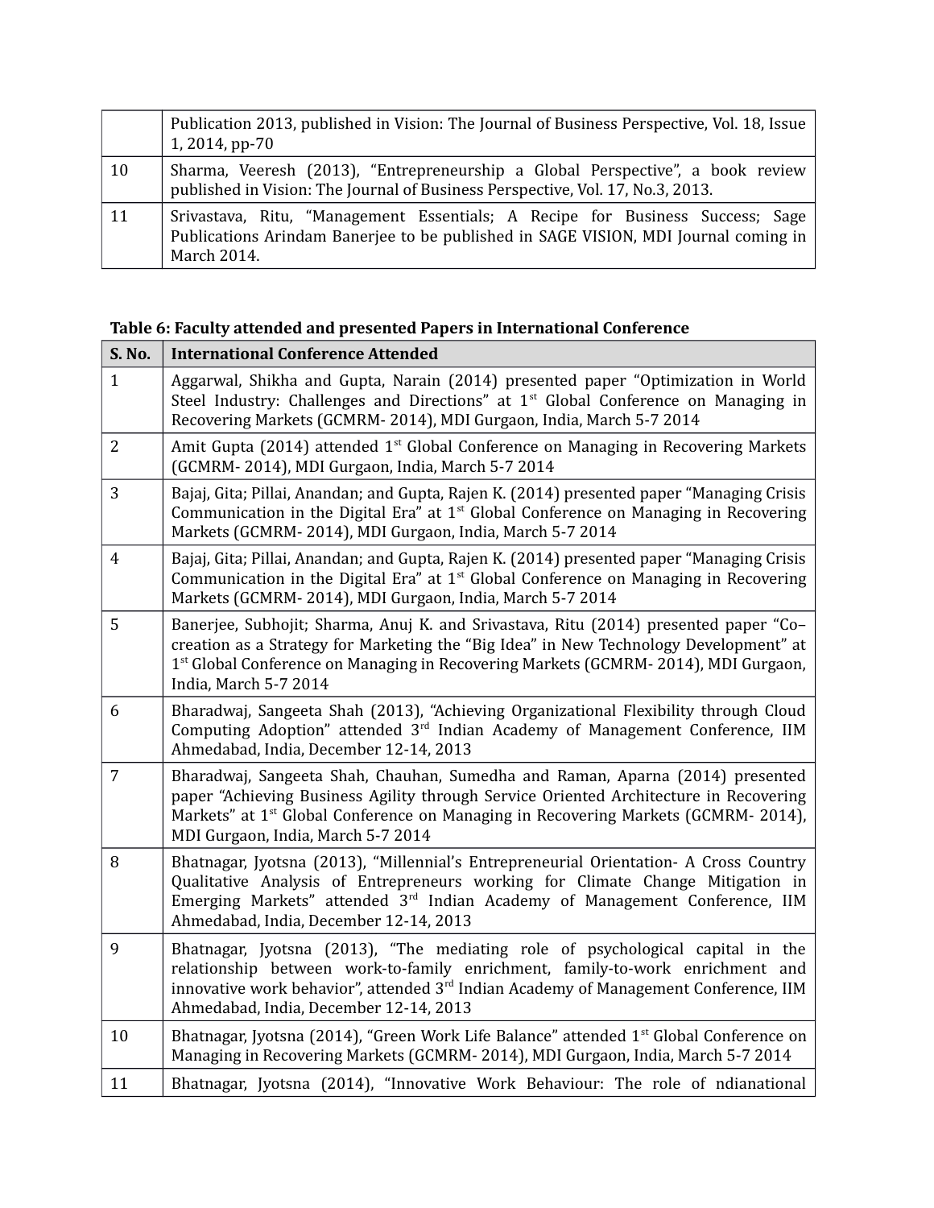|  | Publication 2013, published in Vision: The Journal of Business Perspective, Vol. 18, Issue 1, 2014, pp-70 |
|---|---|
| 10 | Sharma, Veeresh (2013), "Entrepreneurship a Global Perspective", a book review published in Vision: The Journal of Business Perspective, Vol. 17, No.3, 2013. |
| 11 | Srivastava, Ritu, "Management Essentials; A Recipe for Business Success; Sage Publications Arindam Banerjee to be published in SAGE VISION, MDI Journal coming in March 2014. |

**Table 6: Faculty attended and presented Papers in International Conference**

| S. No. | International Conference Attended |
|---|---|
| 1 | Aggarwal, Shikha and Gupta, Narain (2014) presented paper "Optimization in World Steel Industry: Challenges and Directions" at 1st Global Conference on Managing in Recovering Markets (GCMRM- 2014), MDI Gurgaon, India, March 5-7 2014 |
| 2 | Amit Gupta (2014) attended 1st Global Conference on Managing in Recovering Markets (GCMRM- 2014), MDI Gurgaon, India, March 5-7 2014 |
| 3 | Bajaj, Gita; Pillai, Anandan; and Gupta, Rajen K. (2014) presented paper "Managing Crisis Communication in the Digital Era" at 1st Global Conference on Managing in Recovering Markets (GCMRM- 2014), MDI Gurgaon, India, March 5-7 2014 |
| 4 | Bajaj, Gita; Pillai, Anandan; and Gupta, Rajen K. (2014) presented paper "Managing Crisis Communication in the Digital Era" at 1st Global Conference on Managing in Recovering Markets (GCMRM- 2014), MDI Gurgaon, India, March 5-7 2014 |
| 5 | Banerjee, Subhojit; Sharma, Anuj K. and Srivastava, Ritu (2014) presented paper "Co–creation as a Strategy for Marketing the "Big Idea" in New Technology Development" at 1st Global Conference on Managing in Recovering Markets (GCMRM- 2014), MDI Gurgaon, India, March 5-7 2014 |
| 6 | Bharadwaj, Sangeeta Shah (2013), "Achieving Organizational Flexibility through Cloud Computing Adoption" attended 3rd Indian Academy of Management Conference, IIM Ahmedabad, India, December 12-14, 2013 |
| 7 | Bharadwaj, Sangeeta Shah, Chauhan, Sumedha and Raman, Aparna (2014) presented paper "Achieving Business Agility through Service Oriented Architecture in Recovering Markets" at 1st Global Conference on Managing in Recovering Markets (GCMRM- 2014), MDI Gurgaon, India, March 5-7 2014 |
| 8 | Bhatnagar, Jyotsna (2013), "Millennial's Entrepreneurial Orientation- A Cross Country Qualitative Analysis of Entrepreneurs working for Climate Change Mitigation in Emerging Markets" attended 3rd Indian Academy of Management Conference, IIM Ahmedabad, India, December 12-14, 2013 |
| 9 | Bhatnagar, Jyotsna (2013), "The mediating role of psychological capital in the relationship between work-to-family enrichment, family-to-work enrichment and innovative work behavior", attended 3rd Indian Academy of Management Conference, IIM Ahmedabad, India, December 12-14, 2013 |
| 10 | Bhatnagar, Jyotsna (2014), "Green Work Life Balance" attended 1st Global Conference on Managing in Recovering Markets (GCMRM- 2014), MDI Gurgaon, India, March 5-7 2014 |
| 11 | Bhatnagar, Jyotsna (2014), "Innovative Work Behaviour: The role of ndianational |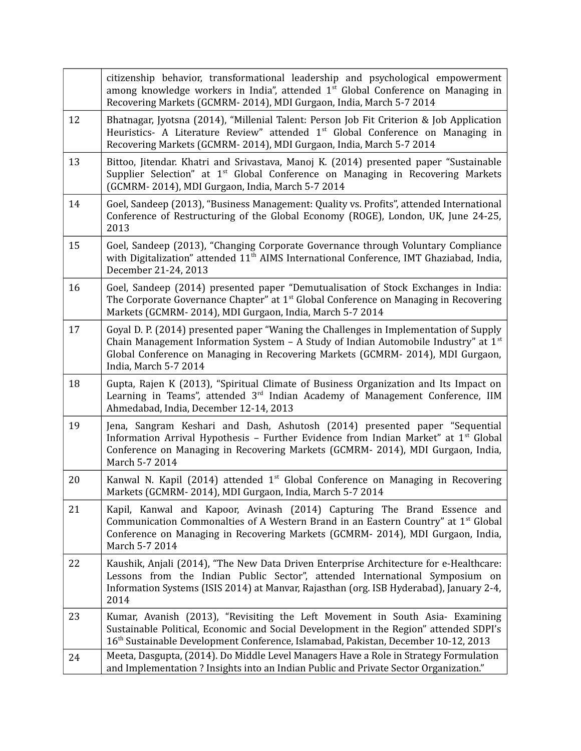| | |
|---|---|
| | citizenship behavior, transformational leadership and psychological empowerment among knowledge workers in India", attended 1st Global Conference on Managing in Recovering Markets (GCMRM- 2014), MDI Gurgaon, India, March 5-7 2014 |
| 12 | Bhatnagar, Jyotsna (2014), "Millenial Talent: Person Job Fit Criterion & Job Application Heuristics- A Literature Review" attended 1st Global Conference on Managing in Recovering Markets (GCMRM- 2014), MDI Gurgaon, India, March 5-7 2014 |
| 13 | Bittoo, Jitendar. Khatri and Srivastava, Manoj K. (2014) presented paper "Sustainable Supplier Selection" at 1st Global Conference on Managing in Recovering Markets (GCMRM- 2014), MDI Gurgaon, India, March 5-7 2014 |
| 14 | Goel, Sandeep (2013), "Business Management: Quality vs. Profits", attended International Conference of Restructuring of the Global Economy (ROGE), London, UK, June 24-25, 2013 |
| 15 | Goel, Sandeep (2013), "Changing Corporate Governance through Voluntary Compliance with Digitalization" attended 11th AIMS International Conference, IMT Ghaziabad, India, December 21-24, 2013 |
| 16 | Goel, Sandeep (2014) presented paper "Demutualisation of Stock Exchanges in India: The Corporate Governance Chapter" at 1st Global Conference on Managing in Recovering Markets (GCMRM- 2014), MDI Gurgaon, India, March 5-7 2014 |
| 17 | Goyal D. P. (2014) presented paper "Waning the Challenges in Implementation of Supply Chain Management Information System – A Study of Indian Automobile Industry" at 1st Global Conference on Managing in Recovering Markets (GCMRM- 2014), MDI Gurgaon, India, March 5-7 2014 |
| 18 | Gupta, Rajen K (2013), "Spiritual Climate of Business Organization and Its Impact on Learning in Teams", attended 3rd Indian Academy of Management Conference, IIM Ahmedabad, India, December 12-14, 2013 |
| 19 | Jena, Sangram Keshari and Dash, Ashutosh (2014) presented paper "Sequential Information Arrival Hypothesis – Further Evidence from Indian Market" at 1st Global Conference on Managing in Recovering Markets (GCMRM- 2014), MDI Gurgaon, India, March 5-7 2014 |
| 20 | Kanwal N. Kapil (2014) attended 1st Global Conference on Managing in Recovering Markets (GCMRM- 2014), MDI Gurgaon, India, March 5-7 2014 |
| 21 | Kapil, Kanwal and Kapoor, Avinash (2014) Capturing The Brand Essence and Communication Commonalties of A Western Brand in an Eastern Country" at 1st Global Conference on Managing in Recovering Markets (GCMRM- 2014), MDI Gurgaon, India, March 5-7 2014 |
| 22 | Kaushik, Anjali (2014), "The New Data Driven Enterprise Architecture for e-Healthcare: Lessons from the Indian Public Sector", attended International Symposium on Information Systems (ISIS 2014) at Manvar, Rajasthan (org. ISB Hyderabad), January 2-4, 2014 |
| 23 | Kumar, Avanish (2013), "Revisiting the Left Movement in South Asia- Examining Sustainable Political, Economic and Social Development in the Region" attended SDPI's 16th Sustainable Development Conference, Islamabad, Pakistan, December 10-12, 2013 |
| 24 | Meeta, Dasgupta, (2014). Do Middle Level Managers Have a Role in Strategy Formulation and Implementation ? Insights into an Indian Public and Private Sector Organization." |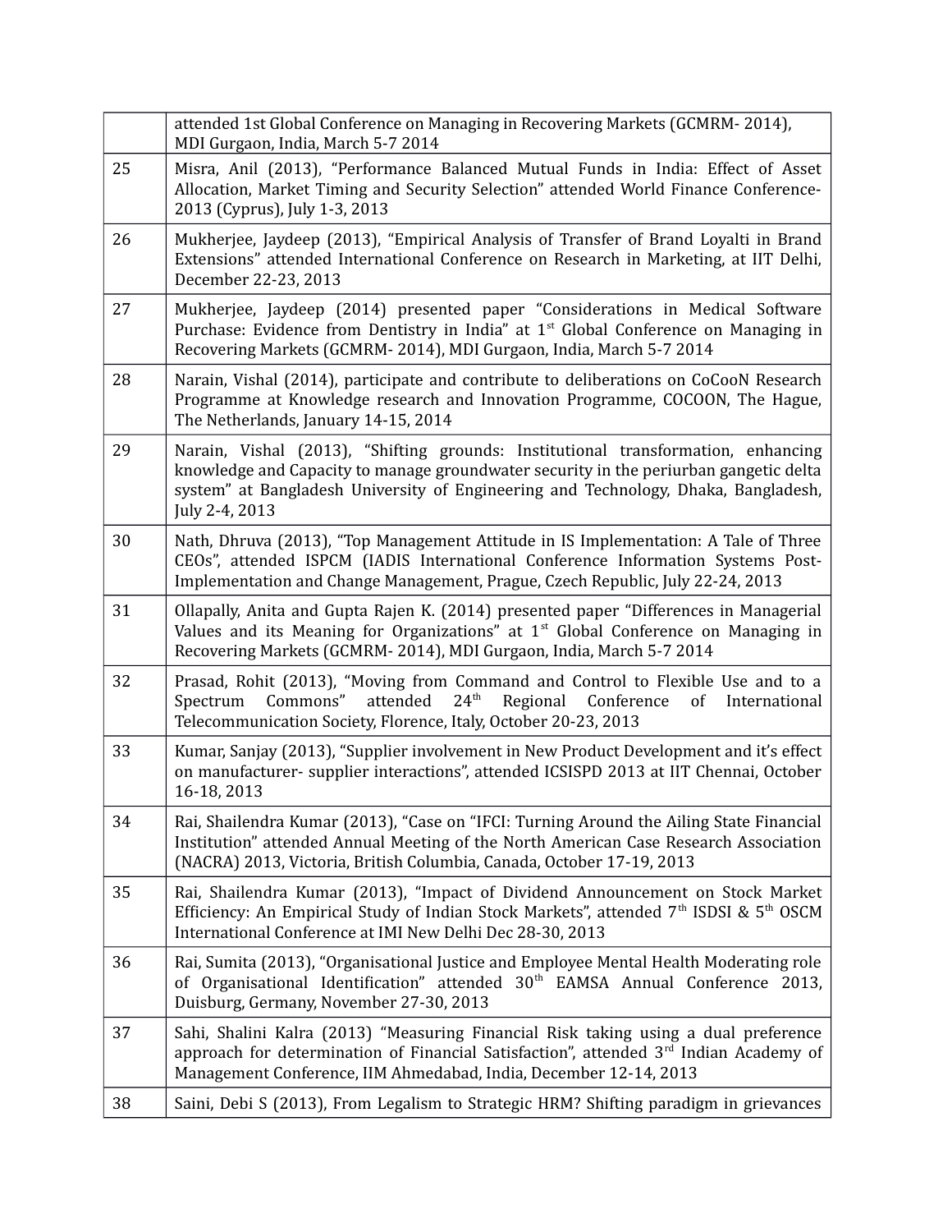| | |
|---|---|
| | attended 1st Global Conference on Managing in Recovering Markets (GCMRM- 2014), MDI Gurgaon, India, March 5-7 2014 |
| 25 | Misra, Anil (2013), "Performance Balanced Mutual Funds in India: Effect of Asset Allocation, Market Timing and Security Selection" attended World Finance Conference-2013 (Cyprus), July 1-3, 2013 |
| 26 | Mukherjee, Jaydeep (2013), "Empirical Analysis of Transfer of Brand Loyalti in Brand Extensions" attended International Conference on Research in Marketing, at IIT Delhi, December 22-23, 2013 |
| 27 | Mukherjee, Jaydeep (2014) presented paper "Considerations in Medical Software Purchase: Evidence from Dentistry in India" at 1st Global Conference on Managing in Recovering Markets (GCMRM- 2014), MDI Gurgaon, India, March 5-7 2014 |
| 28 | Narain, Vishal (2014), participate and contribute to deliberations on CoCooN Research Programme at Knowledge research and Innovation Programme, COCOON, The Hague, The Netherlands, January 14-15, 2014 |
| 29 | Narain, Vishal (2013), "Shifting grounds: Institutional transformation, enhancing knowledge and Capacity to manage groundwater security in the periurban gangetic delta system" at Bangladesh University of Engineering and Technology, Dhaka, Bangladesh, July 2-4, 2013 |
| 30 | Nath, Dhruva (2013), "Top Management Attitude in IS Implementation: A Tale of Three CEOs", attended ISPCM (IADIS International Conference Information Systems Post-Implementation and Change Management, Prague, Czech Republic, July 22-24, 2013 |
| 31 | Ollapally, Anita and Gupta Rajen K. (2014) presented paper "Differences in Managerial Values and its Meaning for Organizations" at 1st Global Conference on Managing in Recovering Markets (GCMRM- 2014), MDI Gurgaon, India, March 5-7 2014 |
| 32 | Prasad, Rohit (2013), "Moving from Command and Control to Flexible Use and to a Spectrum Commons" attended 24th Regional Conference of International Telecommunication Society, Florence, Italy, October 20-23, 2013 |
| 33 | Kumar, Sanjay (2013), "Supplier involvement in New Product Development and it's effect on manufacturer- supplier interactions", attended ICSISPD 2013 at IIT Chennai, October 16-18, 2013 |
| 34 | Rai, Shailendra Kumar (2013), "Case on "IFCI: Turning Around the Ailing State Financial Institution" attended Annual Meeting of the North American Case Research Association (NACRA) 2013, Victoria, British Columbia, Canada, October 17-19, 2013 |
| 35 | Rai, Shailendra Kumar (2013), "Impact of Dividend Announcement on Stock Market Efficiency: An Empirical Study of Indian Stock Markets", attended 7th ISDSI & 5th OSCM International Conference at IMI New Delhi Dec 28-30, 2013 |
| 36 | Rai, Sumita (2013), "Organisational Justice and Employee Mental Health Moderating role of Organisational Identification" attended 30th EAMSA Annual Conference 2013, Duisburg, Germany, November 27-30, 2013 |
| 37 | Sahi, Shalini Kalra (2013) "Measuring Financial Risk taking using a dual preference approach for determination of Financial Satisfaction", attended 3rd Indian Academy of Management Conference, IIM Ahmedabad, India, December 12-14, 2013 |
| 38 | Saini, Debi S (2013), From Legalism to Strategic HRM? Shifting paradigm in grievances |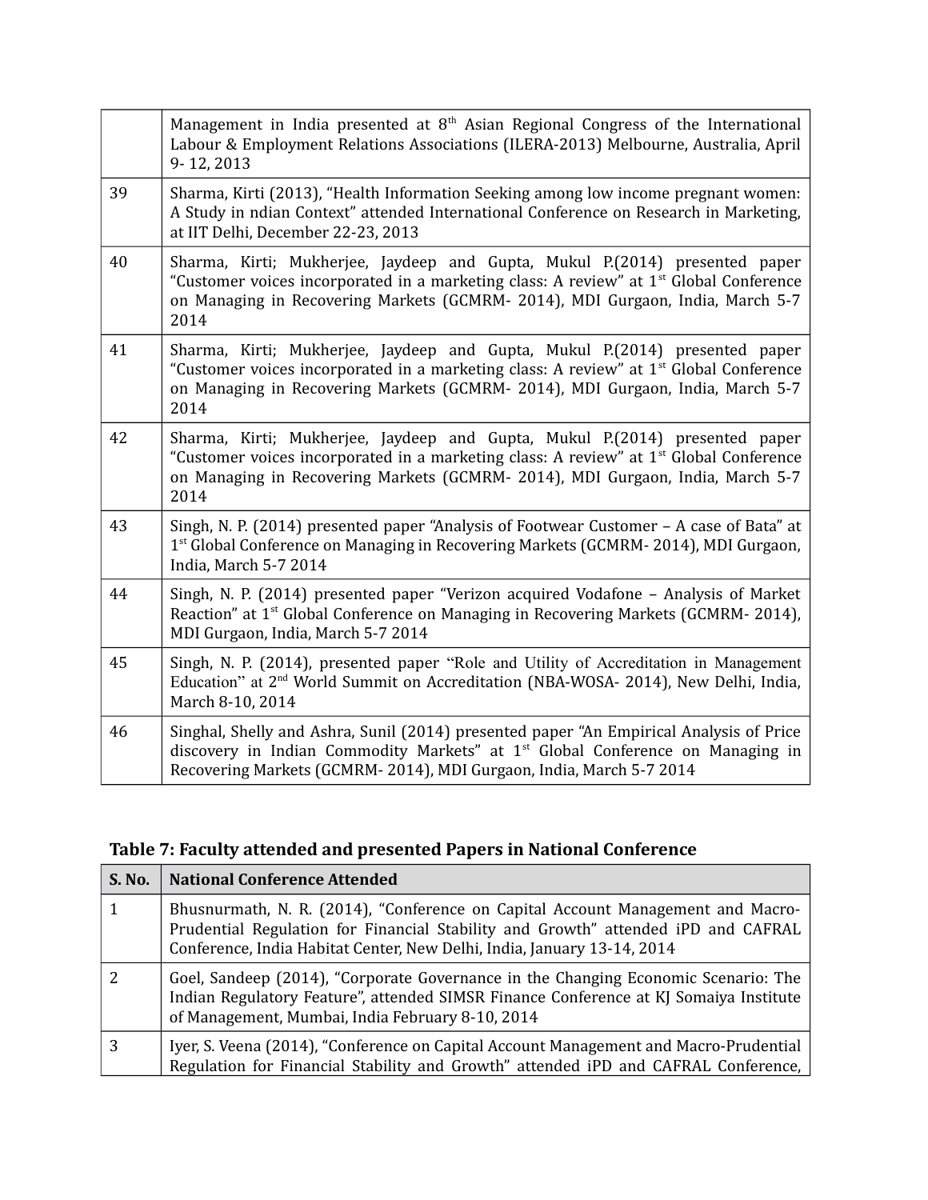| | |
|---|---|
| | Management in India presented at 8th Asian Regional Congress of the International Labour & Employment Relations Associations (ILERA-2013) Melbourne, Australia, April 9- 12, 2013 |
| 39 | Sharma, Kirti (2013), "Health Information Seeking among low income pregnant women: A Study in ndian Context" attended International Conference on Research in Marketing, at IIT Delhi, December 22-23, 2013 |
| 40 | Sharma, Kirti; Mukherjee, Jaydeep and Gupta, Mukul P.(2014) presented paper "Customer voices incorporated in a marketing class: A review" at 1st Global Conference on Managing in Recovering Markets (GCMRM- 2014), MDI Gurgaon, India, March 5-7 2014 |
| 41 | Sharma, Kirti; Mukherjee, Jaydeep and Gupta, Mukul P.(2014) presented paper "Customer voices incorporated in a marketing class: A review" at 1st Global Conference on Managing in Recovering Markets (GCMRM- 2014), MDI Gurgaon, India, March 5-7 2014 |
| 42 | Sharma, Kirti; Mukherjee, Jaydeep and Gupta, Mukul P.(2014) presented paper "Customer voices incorporated in a marketing class: A review" at 1st Global Conference on Managing in Recovering Markets (GCMRM- 2014), MDI Gurgaon, India, March 5-7 2014 |
| 43 | Singh, N. P. (2014) presented paper "Analysis of Footwear Customer – A case of Bata" at 1st Global Conference on Managing in Recovering Markets (GCMRM- 2014), MDI Gurgaon, India, March 5-7 2014 |
| 44 | Singh, N. P. (2014) presented paper "Verizon acquired Vodafone – Analysis of Market Reaction" at 1st Global Conference on Managing in Recovering Markets (GCMRM- 2014), MDI Gurgaon, India, March 5-7 2014 |
| 45 | Singh, N. P. (2014), presented paper "Role and Utility of Accreditation in Management Education" at 2nd World Summit on Accreditation (NBA-WOSA- 2014), New Delhi, India, March 8-10, 2014 |
| 46 | Singhal, Shelly and Ashra, Sunil (2014) presented paper "An Empirical Analysis of Price discovery in Indian Commodity Markets" at 1st Global Conference on Managing in Recovering Markets (GCMRM- 2014), MDI Gurgaon, India, March 5-7 2014 |

**Table 7: Faculty attended and presented Papers in National Conference**

| S. No. | National Conference Attended |
|---|---|
| 1 | Bhusnurmath, N. R. (2014), "Conference on Capital Account Management and Macro-Prudential Regulation for Financial Stability and Growth" attended iPD and CAFRAL Conference, India Habitat Center, New Delhi, India, January 13-14, 2014 |
| 2 | Goel, Sandeep (2014), "Corporate Governance in the Changing Economic Scenario: The Indian Regulatory Feature", attended SIMSR Finance Conference at KJ Somaiya Institute of Management, Mumbai, India February 8-10, 2014 |
| 3 | Iyer, S. Veena (2014), "Conference on Capital Account Management and Macro-Prudential Regulation for Financial Stability and Growth" attended iPD and CAFRAL Conference, |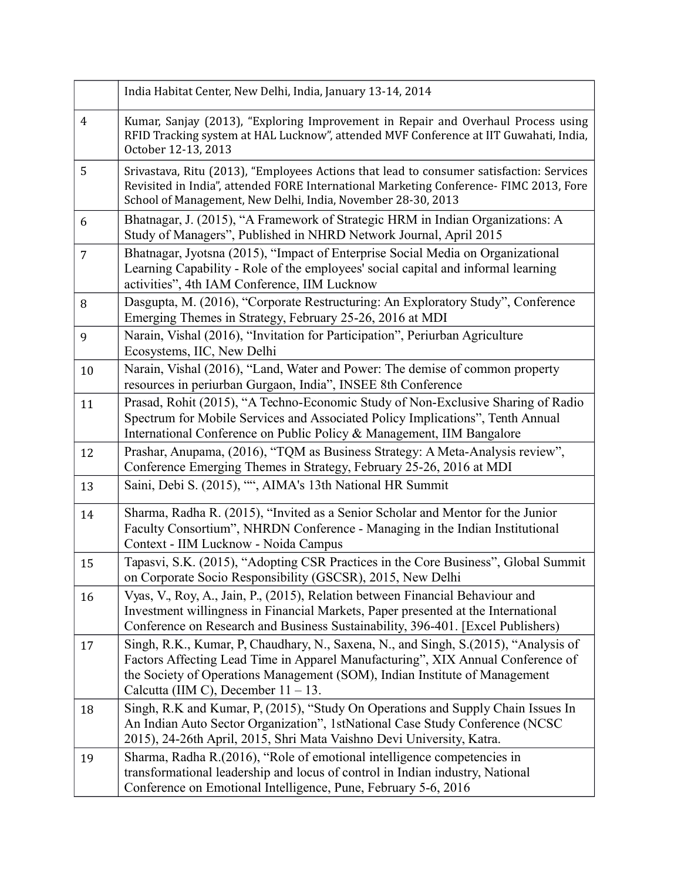| | |
|---|---|
| | India Habitat Center, New Delhi, India, January 13-14, 2014 |
| 4 | Kumar, Sanjay (2013), “Exploring Improvement in Repair and Overhaul Process using RFID Tracking system at HAL Lucknow”, attended MVF Conference at IIT Guwahati, India, October 12-13, 2013 |
| 5 | Srivastava, Ritu (2013), “Employees Actions that lead to consumer satisfaction: Services Revisited in India”, attended FORE International Marketing Conference- FIMC 2013, Fore School of Management, New Delhi, India, November 28-30, 2013 |
| 6 | Bhatnagar, J. (2015), “A Framework of Strategic HRM in Indian Organizations: A Study of Managers”, Published in NHRD Network Journal, April 2015 |
| 7 | Bhatnagar, Jyotsna (2015), “Impact of Enterprise Social Media on Organizational Learning Capability - Role of the employees' social capital and informal learning activities”, 4th IAM Conference, IIM Lucknow |
| 8 | Dasgupta, M. (2016), “Corporate Restructuring: An Exploratory Study”, Conference Emerging Themes in Strategy, February 25-26, 2016 at MDI |
| 9 | Narain, Vishal (2016), “Invitation for Participation”, Periurban Agriculture Ecosystems, IIC, New Delhi |
| 10 | Narain, Vishal (2016), “Land, Water and Power: The demise of common property resources in periurban Gurgaon, India”, INSEE 8th Conference |
| 11 | Prasad, Rohit (2015), “A Techno-Economic Study of Non-Exclusive Sharing of Radio Spectrum for Mobile Services and Associated Policy Implications”, Tenth Annual International Conference on Public Policy & Management, IIM Bangalore |
| 12 | Prashar, Anupama, (2016), “TQM as Business Strategy: A Meta-Analysis review”, Conference Emerging Themes in Strategy, February 25-26, 2016 at MDI |
| 13 | Saini, Debi S. (2015), ““, AIMA's 13th National HR Summit |
| 14 | Sharma, Radha R. (2015), “Invited as a Senior Scholar and Mentor for the Junior Faculty Consortium”, NHRDN Conference - Managing in the Indian Institutional Context - IIM Lucknow - Noida Campus |
| 15 | Tapasvi, S.K. (2015), “Adopting CSR Practices in the Core Business”, Global Summit on Corporate Socio Responsibility (GSCSR), 2015, New Delhi |
| 16 | Vyas, V., Roy, A., Jain, P., (2015), Relation between Financial Behaviour and Investment willingness in Financial Markets, Paper presented at the International Conference on Research and Business Sustainability, 396-401. [Excel Publishers) |
| 17 | Singh, R.K., Kumar, P, Chaudhary, N., Saxena, N., and Singh, S.(2015), “Analysis of Factors Affecting Lead Time in Apparel Manufacturing”, XIX Annual Conference of the Society of Operations Management (SOM), Indian Institute of Management Calcutta (IIM C), December 11 – 13. |
| 18 | Singh, R.K and Kumar, P, (2015), “Study On Operations and Supply Chain Issues In An Indian Auto Sector Organization”, 1stNational Case Study Conference (NCSC 2015), 24-26th April, 2015, Shri Mata Vaishno Devi University, Katra. |
| 19 | Sharma, Radha R.(2016), “Role of emotional intelligence competencies in transformational leadership and locus of control in Indian industry, National Conference on Emotional Intelligence, Pune, February 5-6, 2016 |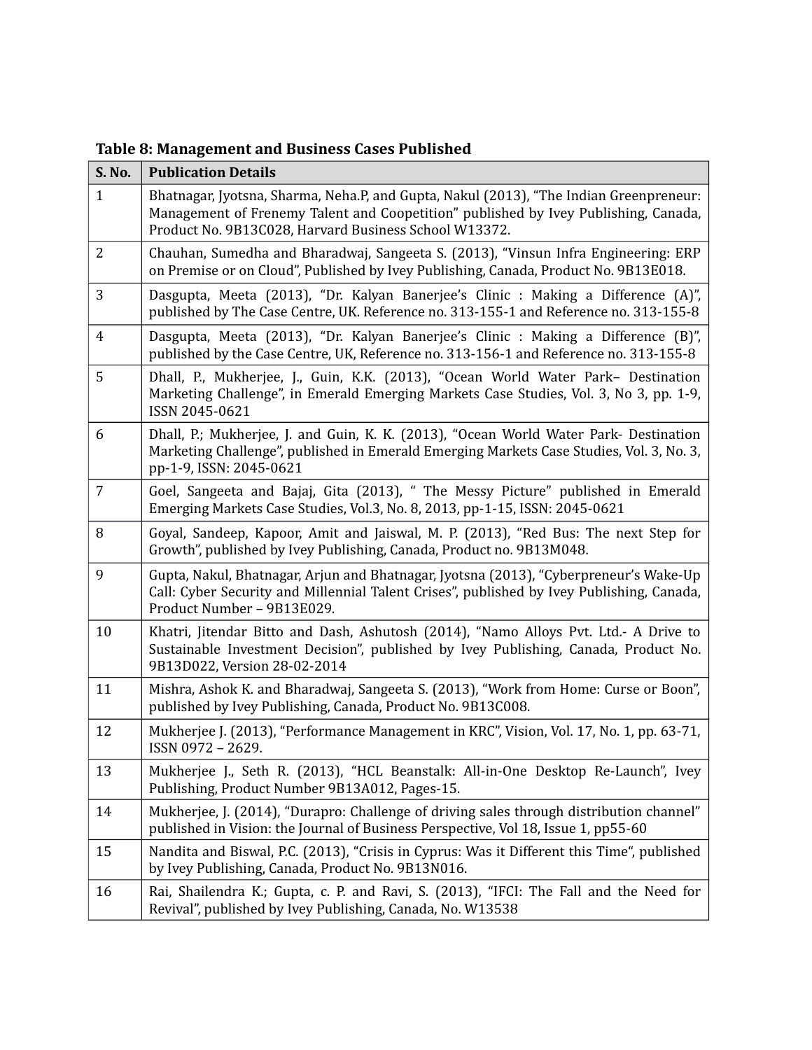**Table 8: Management and Business Cases Published**

| S. No. | Publication Details |
|---|---|
| 1 | Bhatnagar, Jyotsna, Sharma, Neha.P, and Gupta, Nakul (2013), "The Indian Greenpreneur: Management of Frenemy Talent and Coopetition" published by Ivey Publishing, Canada, Product No. 9B13C028, Harvard Business School W13372. |
| 2 | Chauhan, Sumedha and Bharadwaj, Sangeeta S. (2013), "Vinsun Infra Engineering: ERP on Premise or on Cloud", Published by Ivey Publishing, Canada, Product No. 9B13E018. |
| 3 | Dasgupta, Meeta (2013), "Dr. Kalyan Banerjee's Clinic : Making a Difference (A)", published by The Case Centre, UK. Reference no. 313-155-1 and Reference no. 313-155-8 |
| 4 | Dasgupta, Meeta (2013), "Dr. Kalyan Banerjee's Clinic : Making a Difference (B)", published by the Case Centre, UK, Reference no. 313-156-1 and Reference no. 313-155-8 |
| 5 | Dhall, P., Mukherjee, J., Guin, K.K. (2013), "Ocean World Water Park– Destination Marketing Challenge", in Emerald Emerging Markets Case Studies, Vol. 3, No 3, pp. 1-9, ISSN 2045-0621 |
| 6 | Dhall, P.; Mukherjee, J. and Guin, K. K. (2013), "Ocean World Water Park- Destination Marketing Challenge", published in Emerald Emerging Markets Case Studies, Vol. 3, No. 3, pp-1-9, ISSN: 2045-0621 |
| 7 | Goel, Sangeeta and Bajaj, Gita (2013), " The Messy Picture" published in Emerald Emerging Markets Case Studies, Vol.3, No. 8, 2013, pp-1-15, ISSN: 2045-0621 |
| 8 | Goyal, Sandeep, Kapoor, Amit and Jaiswal, M. P. (2013), "Red Bus: The next Step for Growth", published by Ivey Publishing, Canada, Product no. 9B13M048. |
| 9 | Gupta, Nakul, Bhatnagar, Arjun and Bhatnagar, Jyotsna (2013), "Cyberpreneur's Wake-Up Call: Cyber Security and Millennial Talent Crises", published by Ivey Publishing, Canada, Product Number – 9B13E029. |
| 10 | Khatri, Jitendar Bitto and Dash, Ashutosh (2014), "Namo Alloys Pvt. Ltd.- A Drive to Sustainable Investment Decision", published by Ivey Publishing, Canada, Product No. 9B13D022, Version 28-02-2014 |
| 11 | Mishra, Ashok K. and Bharadwaj, Sangeeta S. (2013), "Work from Home: Curse or Boon", published by Ivey Publishing, Canada, Product No. 9B13C008. |
| 12 | Mukherjee J. (2013), "Performance Management in KRC", Vision, Vol. 17, No. 1, pp. 63-71, ISSN 0972 – 2629. |
| 13 | Mukherjee J., Seth R. (2013), "HCL Beanstalk: All-in-One Desktop Re-Launch", Ivey Publishing, Product Number 9B13A012, Pages-15. |
| 14 | Mukherjee, J. (2014), "Durapro: Challenge of driving sales through distribution channel" published in Vision: the Journal of Business Perspective, Vol 18, Issue 1, pp55-60 |
| 15 | Nandita and Biswal, P.C. (2013), "Crisis in Cyprus: Was it Different this Time", published by Ivey Publishing, Canada, Product No. 9B13N016. |
| 16 | Rai, Shailendra K.; Gupta, c. P. and Ravi, S. (2013), "IFCI: The Fall and the Need for Revival", published by Ivey Publishing, Canada, No. W13538 |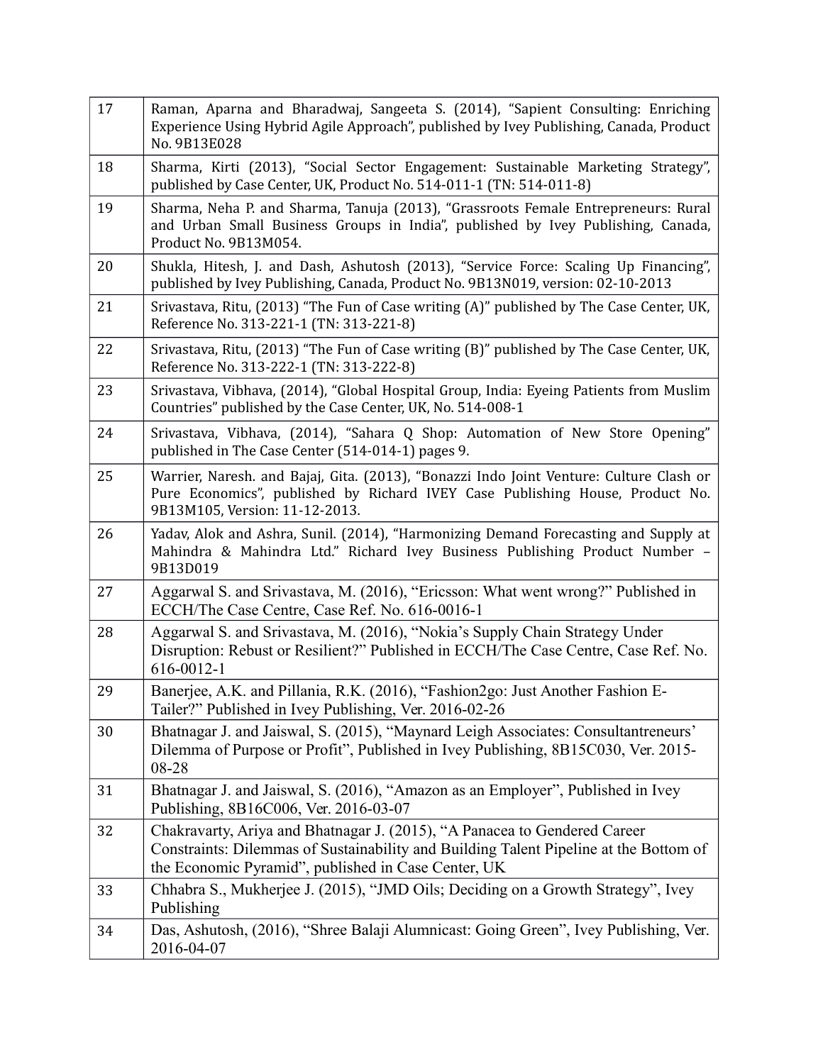| | |
|---|---|
| 17 | Raman, Aparna and Bharadwaj, Sangeeta S. (2014), “Sapient Consulting: Enriching Experience Using Hybrid Agile Approach”, published by Ivey Publishing, Canada, Product No. 9B13E028 |
| 18 | Sharma, Kirti (2013), “Social Sector Engagement: Sustainable Marketing Strategy”, published by Case Center, UK, Product No. 514-011-1 (TN: 514-011-8) |
| 19 | Sharma, Neha P. and Sharma, Tanuja (2013), “Grassroots Female Entrepreneurs: Rural and Urban Small Business Groups in India”, published by Ivey Publishing, Canada, Product No. 9B13M054. |
| 20 | Shukla, Hitesh, J. and Dash, Ashutosh (2013), “Service Force: Scaling Up Financing”, published by Ivey Publishing, Canada, Product No. 9B13N019, version: 02-10-2013 |
| 21 | Srivastava, Ritu, (2013) “The Fun of Case writing (A)” published by The Case Center, UK, Reference No. 313-221-1 (TN: 313-221-8) |
| 22 | Srivastava, Ritu, (2013) “The Fun of Case writing (B)” published by The Case Center, UK, Reference No. 313-222-1 (TN: 313-222-8) |
| 23 | Srivastava, Vibhava, (2014), “Global Hospital Group, India: Eyeing Patients from Muslim Countries” published by the Case Center, UK, No. 514-008-1 |
| 24 | Srivastava, Vibhava, (2014), “Sahara Q Shop: Automation of New Store Opening” published in The Case Center (514-014-1) pages 9. |
| 25 | Warrier, Naresh. and Bajaj, Gita. (2013), “Bonazzi Indo Joint Venture: Culture Clash or Pure Economics”, published by Richard IVEY Case Publishing House, Product No. 9B13M105, Version: 11-12-2013. |
| 26 | Yadav, Alok and Ashra, Sunil. (2014), “Harmonizing Demand Forecasting and Supply at Mahindra & Mahindra Ltd.” Richard Ivey Business Publishing Product Number – 9B13D019 |
| 27 | Aggarwal S. and Srivastava, M. (2016), “Ericsson: What went wrong?” Published in ECCH/The Case Centre, Case Ref. No. 616-0016-1 |
| 28 | Aggarwal S. and Srivastava, M. (2016), “Nokia’s Supply Chain Strategy Under Disruption: Rebust or Resilient?” Published in ECCH/The Case Centre, Case Ref. No. 616-0012-1 |
| 29 | Banerjee, A.K. and Pillania, R.K. (2016), “Fashion2go: Just Another Fashion E-Tailer?” Published in Ivey Publishing, Ver. 2016-02-26 |
| 30 | Bhatnagar J. and Jaiswal, S. (2015), “Maynard Leigh Associates: Consultantreneurs’ Dilemma of Purpose or Profit”, Published in Ivey Publishing, 8B15C030, Ver. 2015-08-28 |
| 31 | Bhatnagar J. and Jaiswal, S. (2016), “Amazon as an Employer”, Published in Ivey Publishing, 8B16C006, Ver. 2016-03-07 |
| 32 | Chakravarty, Ariya and Bhatnagar J. (2015), “A Panacea to Gendered Career Constraints: Dilemmas of Sustainability and Building Talent Pipeline at the Bottom of the Economic Pyramid”, published in Case Center, UK |
| 33 | Chhabra S., Mukherjee J. (2015), “JMD Oils; Deciding on a Growth Strategy”, Ivey Publishing |
| 34 | Das, Ashutosh, (2016), “Shree Balaji Alumnicast: Going Green”, Ivey Publishing, Ver. 2016-04-07 |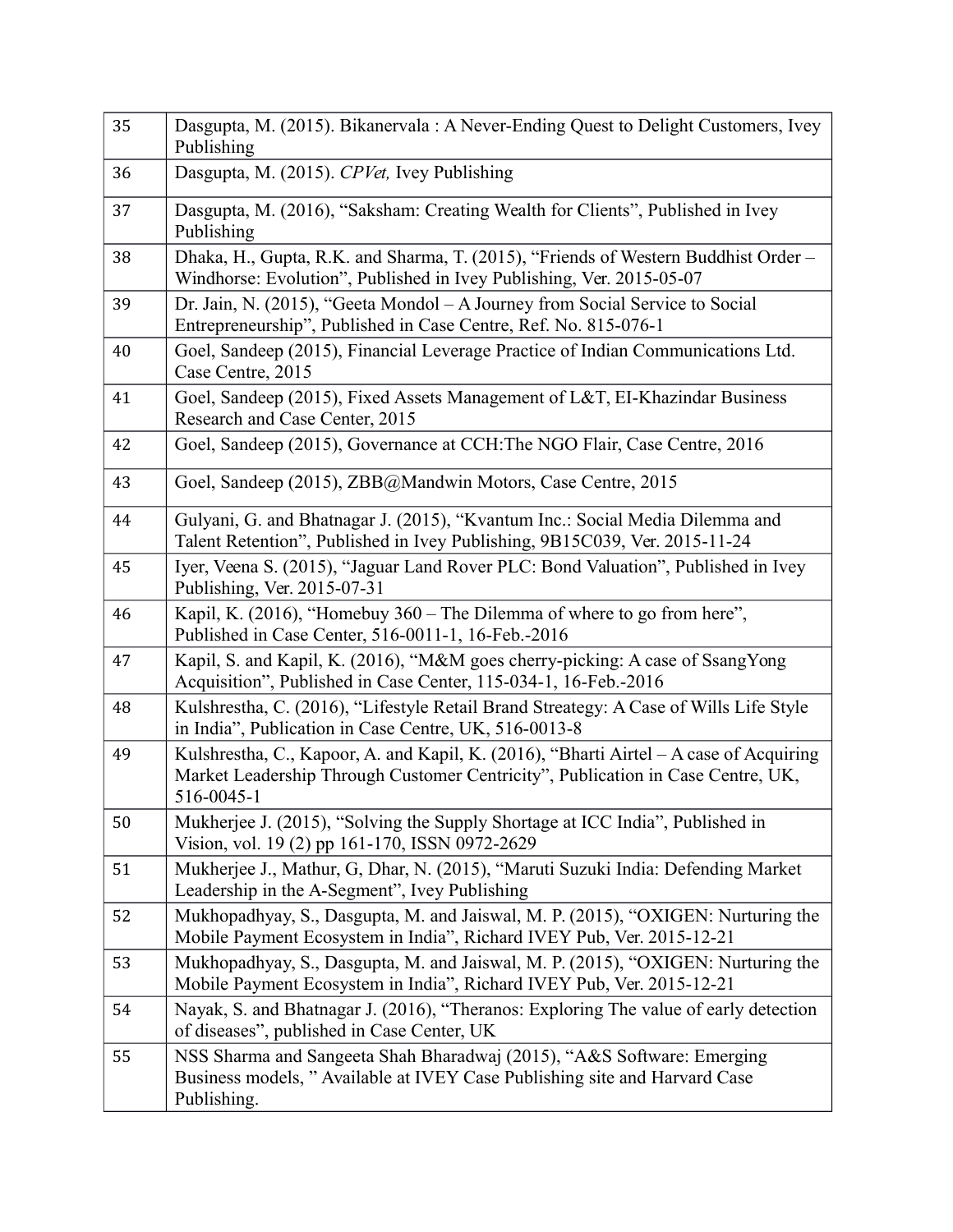| | |
|---|---|
| 35 | Dasgupta, M. (2015). Bikanervala : A Never-Ending Quest to Delight Customers, Ivey Publishing |
| 36 | Dasgupta, M. (2015). *CPVet,* Ivey Publishing |
| 37 | Dasgupta, M. (2016), "Saksham: Creating Wealth for Clients", Published in Ivey Publishing |
| 38 | Dhaka, H., Gupta, R.K. and Sharma, T. (2015), "Friends of Western Buddhist Order – Windhorse: Evolution", Published in Ivey Publishing, Ver. 2015-05-07 |
| 39 | Dr. Jain, N. (2015), "Geeta Mondol – A Journey from Social Service to Social Entrepreneurship", Published in Case Centre, Ref. No. 815-076-1 |
| 40 | Goel, Sandeep (2015), Financial Leverage Practice of Indian Communications Ltd. Case Centre, 2015 |
| 41 | Goel, Sandeep (2015), Fixed Assets Management of L&T, EI-Khazindar Business Research and Case Center, 2015 |
| 42 | Goel, Sandeep (2015), Governance at CCH:The NGO Flair, Case Centre, 2016 |
| 43 | Goel, Sandeep (2015), ZBB@Mandwin Motors, Case Centre, 2015 |
| 44 | Gulyani, G. and Bhatnagar J. (2015), "Kvantum Inc.: Social Media Dilemma and Talent Retention", Published in Ivey Publishing, 9B15C039, Ver. 2015-11-24 |
| 45 | Iyer, Veena S. (2015), "Jaguar Land Rover PLC: Bond Valuation", Published in Ivey Publishing, Ver. 2015-07-31 |
| 46 | Kapil, K. (2016), "Homebuy 360 – The Dilemma of where to go from here", Published in Case Center, 516-0011-1, 16-Feb.-2016 |
| 47 | Kapil, S. and Kapil, K. (2016), "M&M goes cherry-picking: A case of SsangYong Acquisition", Published in Case Center, 115-034-1, 16-Feb.-2016 |
| 48 | Kulshrestha, C. (2016), "Lifestyle Retail Brand Streategy: A Case of Wills Life Style in India", Publication in Case Centre, UK, 516-0013-8 |
| 49 | Kulshrestha, C., Kapoor, A. and Kapil, K. (2016), "Bharti Airtel – A case of Acquiring Market Leadership Through Customer Centricity", Publication in Case Centre, UK, 516-0045-1 |
| 50 | Mukherjee J. (2015), "Solving the Supply Shortage at ICC India", Published in Vision, vol. 19 (2) pp 161-170, ISSN 0972-2629 |
| 51 | Mukherjee J., Mathur, G, Dhar, N. (2015), "Maruti Suzuki India: Defending Market Leadership in the A-Segment", Ivey Publishing |
| 52 | Mukhopadhyay, S., Dasgupta, M. and Jaiswal, M. P. (2015), "OXIGEN: Nurturing the Mobile Payment Ecosystem in India", Richard IVEY Pub, Ver. 2015-12-21 |
| 53 | Mukhopadhyay, S., Dasgupta, M. and Jaiswal, M. P. (2015), "OXIGEN: Nurturing the Mobile Payment Ecosystem in India", Richard IVEY Pub, Ver. 2015-12-21 |
| 54 | Nayak, S. and Bhatnagar J. (2016), "Theranos: Exploring The value of early detection of diseases", published in Case Center, UK |
| 55 | NSS Sharma and Sangeeta Shah Bharadwaj (2015), "A&S Software: Emerging Business models, " Available at IVEY Case Publishing site and Harvard Case Publishing. |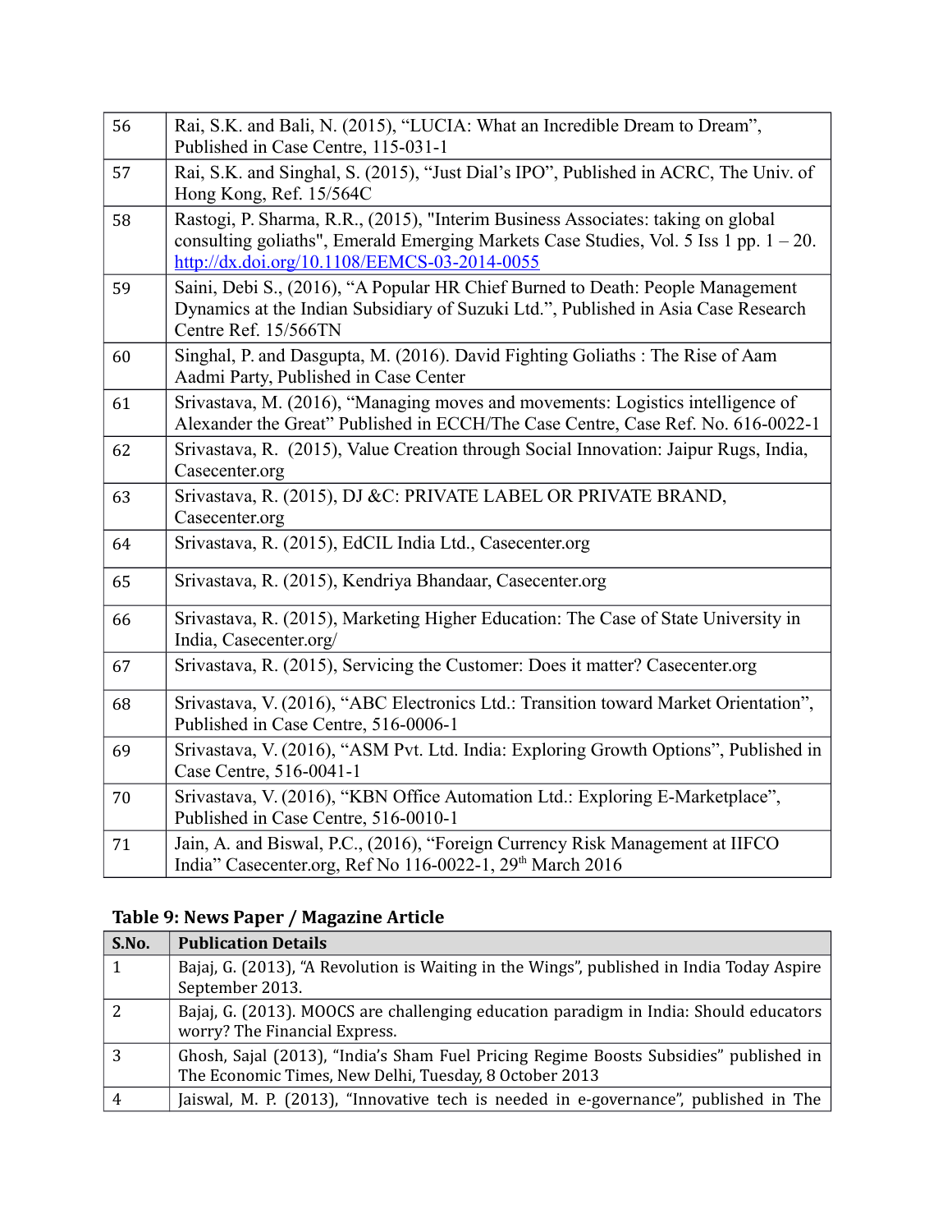| | |
|---|---|
| 56 | Rai, S.K. and Bali, N. (2015), "LUCIA: What an Incredible Dream to Dream", Published in Case Centre, 115-031-1 |
| 57 | Rai, S.K. and Singhal, S. (2015), "Just Dial's IPO", Published in ACRC, The Univ. of Hong Kong, Ref. 15/564C |
| 58 | Rastogi, P. Sharma, R.R., (2015), "Interim Business Associates: taking on global consulting goliaths", Emerald Emerging Markets Case Studies, Vol. 5 Iss 1 pp. 1 – 20. http://dx.doi.org/10.1108/EEMCS-03-2014-0055 |
| 59 | Saini, Debi S., (2016), "A Popular HR Chief Burned to Death: People Management Dynamics at the Indian Subsidiary of Suzuki Ltd.", Published in Asia Case Research Centre Ref. 15/566TN |
| 60 | Singhal, P. and Dasgupta, M. (2016). David Fighting Goliaths : The Rise of Aam Aadmi Party, Published in Case Center |
| 61 | Srivastava, M. (2016), "Managing moves and movements: Logistics intelligence of Alexander the Great" Published in ECCH/The Case Centre, Case Ref. No. 616-0022-1 |
| 62 | Srivastava, R. (2015), Value Creation through Social Innovation: Jaipur Rugs, India, Casecenter.org |
| 63 | Srivastava, R. (2015), DJ &C: PRIVATE LABEL OR PRIVATE BRAND, Casecenter.org |
| 64 | Srivastava, R. (2015), EdCIL India Ltd., Casecenter.org |
| 65 | Srivastava, R. (2015), Kendriya Bhandaar, Casecenter.org |
| 66 | Srivastava, R. (2015), Marketing Higher Education: The Case of State University in India, Casecenter.org/ |
| 67 | Srivastava, R. (2015), Servicing the Customer: Does it matter? Casecenter.org |
| 68 | Srivastava, V. (2016), "ABC Electronics Ltd.: Transition toward Market Orientation", Published in Case Centre, 516-0006-1 |
| 69 | Srivastava, V. (2016), "ASM Pvt. Ltd. India: Exploring Growth Options", Published in Case Centre, 516-0041-1 |
| 70 | Srivastava, V. (2016), "KBN Office Automation Ltd.: Exploring E-Marketplace", Published in Case Centre, 516-0010-1 |
| 71 | Jain, A. and Biswal, P.C., (2016), "Foreign Currency Risk Management at IIFCO India" Casecenter.org, Ref No 116-0022-1, 29th March 2016 |

**Table 9: News Paper / Magazine Article**

| S.No. | Publication Details |
|---|---|
| 1 | Bajaj, G. (2013), "A Revolution is Waiting in the Wings", published in India Today Aspire September 2013. |
| 2 | Bajaj, G. (2013). MOOCS are challenging education paradigm in India: Should educators worry? The Financial Express. |
| 3 | Ghosh, Sajal (2013), "India's Sham Fuel Pricing Regime Boosts Subsidies" published in The Economic Times, New Delhi, Tuesday, 8 October 2013 |
| 4 | Jaiswal, M. P. (2013), "Innovative tech is needed in e-governance", published in The |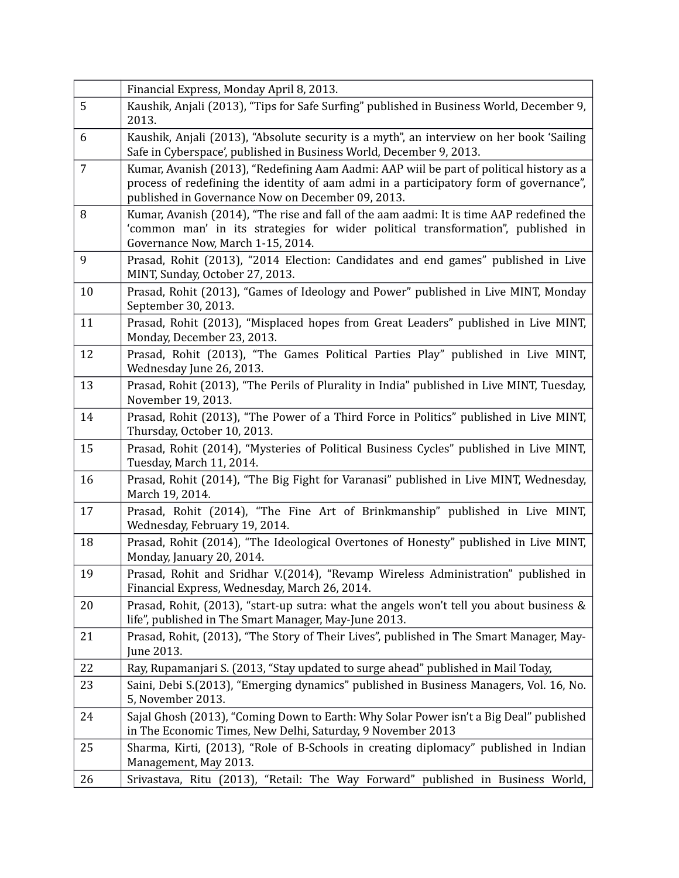| | |
|---|---|
| | Financial Express, Monday April 8, 2013. |
| 5 | Kaushik, Anjali (2013), "Tips for Safe Surfing" published in Business World, December 9, 2013. |
| 6 | Kaushik, Anjali (2013), "Absolute security is a myth", an interview on her book 'Sailing Safe in Cyberspace', published in Business World, December 9, 2013. |
| 7 | Kumar, Avanish (2013), "Redefining Aam Aadmi: AAP wiil be part of political history as a process of redefining the identity of aam admi in a participatory form of governance", published in Governance Now on December 09, 2013. |
| 8 | Kumar, Avanish (2014), "The rise and fall of the aam aadmi: It is time AAP redefined the 'common man' in its strategies for wider political transformation", published in Governance Now, March 1-15, 2014. |
| 9 | Prasad, Rohit (2013), "2014 Election: Candidates and end games" published in Live MINT, Sunday, October 27, 2013. |
| 10 | Prasad, Rohit (2013), "Games of Ideology and Power" published in Live MINT, Monday September 30, 2013. |
| 11 | Prasad, Rohit (2013), "Misplaced hopes from Great Leaders" published in Live MINT, Monday, December 23, 2013. |
| 12 | Prasad, Rohit (2013), "The Games Political Parties Play" published in Live MINT, Wednesday June 26, 2013. |
| 13 | Prasad, Rohit (2013), "The Perils of Plurality in India" published in Live MINT, Tuesday, November 19, 2013. |
| 14 | Prasad, Rohit (2013), "The Power of a Third Force in Politics" published in Live MINT, Thursday, October 10, 2013. |
| 15 | Prasad, Rohit (2014), "Mysteries of Political Business Cycles" published in Live MINT, Tuesday, March 11, 2014. |
| 16 | Prasad, Rohit (2014), "The Big Fight for Varanasi" published in Live MINT, Wednesday, March 19, 2014. |
| 17 | Prasad, Rohit (2014), "The Fine Art of Brinkmanship" published in Live MINT, Wednesday, February 19, 2014. |
| 18 | Prasad, Rohit (2014), "The Ideological Overtones of Honesty" published in Live MINT, Monday, January 20, 2014. |
| 19 | Prasad, Rohit and Sridhar V.(2014), "Revamp Wireless Administration" published in Financial Express, Wednesday, March 26, 2014. |
| 20 | Prasad, Rohit, (2013), "start-up sutra: what the angels won't tell you about business & life", published in The Smart Manager, May-June 2013. |
| 21 | Prasad, Rohit, (2013), "The Story of Their Lives", published in The Smart Manager, May-June 2013. |
| 22 | Ray, Rupamanjari S. (2013, "Stay updated to surge ahead" published in Mail Today, |
| 23 | Saini, Debi S.(2013), "Emerging dynamics" published in Business Managers, Vol. 16, No. 5, November 2013. |
| 24 | Sajal Ghosh (2013), "Coming Down to Earth: Why Solar Power isn't a Big Deal" published in The Economic Times, New Delhi, Saturday, 9 November 2013 |
| 25 | Sharma, Kirti, (2013), "Role of B-Schools in creating diplomacy" published in Indian Management, May 2013. |
| 26 | Srivastava, Ritu (2013), "Retail: The Way Forward" published in Business World, |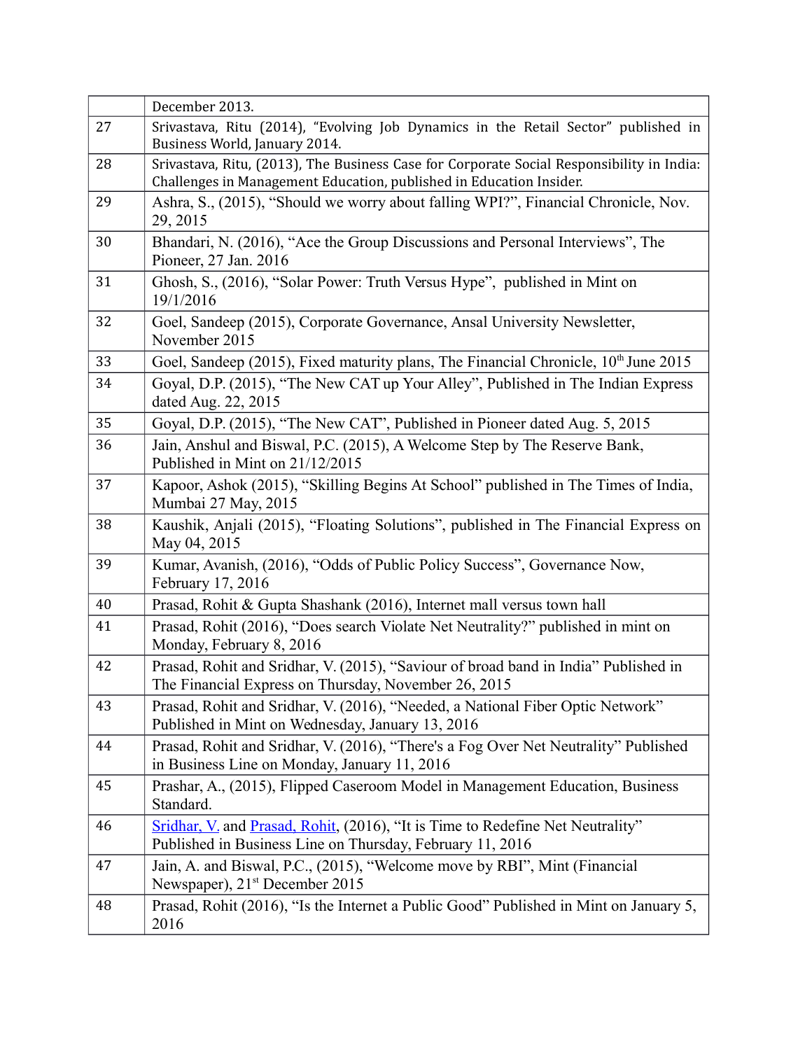| | |
|---|---|
| | December 2013. |
| 27 | Srivastava, Ritu (2014), "Evolving Job Dynamics in the Retail Sector" published in Business World, January 2014. |
| 28 | Srivastava, Ritu, (2013), The Business Case for Corporate Social Responsibility in India: Challenges in Management Education, published in Education Insider. |
| 29 | Ashra, S., (2015), "Should we worry about falling WPI?", Financial Chronicle, Nov. 29, 2015 |
| 30 | Bhandari, N. (2016), "Ace the Group Discussions and Personal Interviews", The Pioneer, 27 Jan. 2016 |
| 31 | Ghosh, S., (2016), "Solar Power: Truth Versus Hype", published in Mint on 19/1/2016 |
| 32 | Goel, Sandeep (2015), Corporate Governance, Ansal University Newsletter, November 2015 |
| 33 | Goel, Sandeep (2015), Fixed maturity plans, The Financial Chronicle, 10th June 2015 |
| 34 | Goyal, D.P. (2015), "The New CAT up Your Alley", Published in The Indian Express dated Aug. 22, 2015 |
| 35 | Goyal, D.P. (2015), "The New CAT", Published in Pioneer dated Aug. 5, 2015 |
| 36 | Jain, Anshul and Biswal, P.C. (2015), A Welcome Step by The Reserve Bank, Published in Mint on 21/12/2015 |
| 37 | Kapoor, Ashok (2015), "Skilling Begins At School" published in The Times of India, Mumbai 27 May, 2015 |
| 38 | Kaushik, Anjali (2015), "Floating Solutions", published in The Financial Express on May 04, 2015 |
| 39 | Kumar, Avanish, (2016), "Odds of Public Policy Success", Governance Now, February 17, 2016 |
| 40 | Prasad, Rohit & Gupta Shashank (2016), Internet mall versus town hall |
| 41 | Prasad, Rohit (2016), "Does search Violate Net Neutrality?" published in mint on Monday, February 8, 2016 |
| 42 | Prasad, Rohit and Sridhar, V. (2015), "Saviour of broad band in India" Published in The Financial Express on Thursday, November 26, 2015 |
| 43 | Prasad, Rohit and Sridhar, V. (2016), "Needed, a National Fiber Optic Network" Published in Mint on Wednesday, January 13, 2016 |
| 44 | Prasad, Rohit and Sridhar, V. (2016), "There's a Fog Over Net Neutrality" Published in Business Line on Monday, January 11, 2016 |
| 45 | Prashar, A., (2015), Flipped Caseroom Model in Management Education, Business Standard. |
| 46 | Sridhar, V. and Prasad, Rohit, (2016), "It is Time to Redefine Net Neutrality" Published in Business Line on Thursday, February 11, 2016 |
| 47 | Jain, A. and Biswal, P.C., (2015), "Welcome move by RBI", Mint (Financial Newspaper), 21st December 2015 |
| 48 | Prasad, Rohit (2016), "Is the Internet a Public Good" Published in Mint on January 5, 2016 |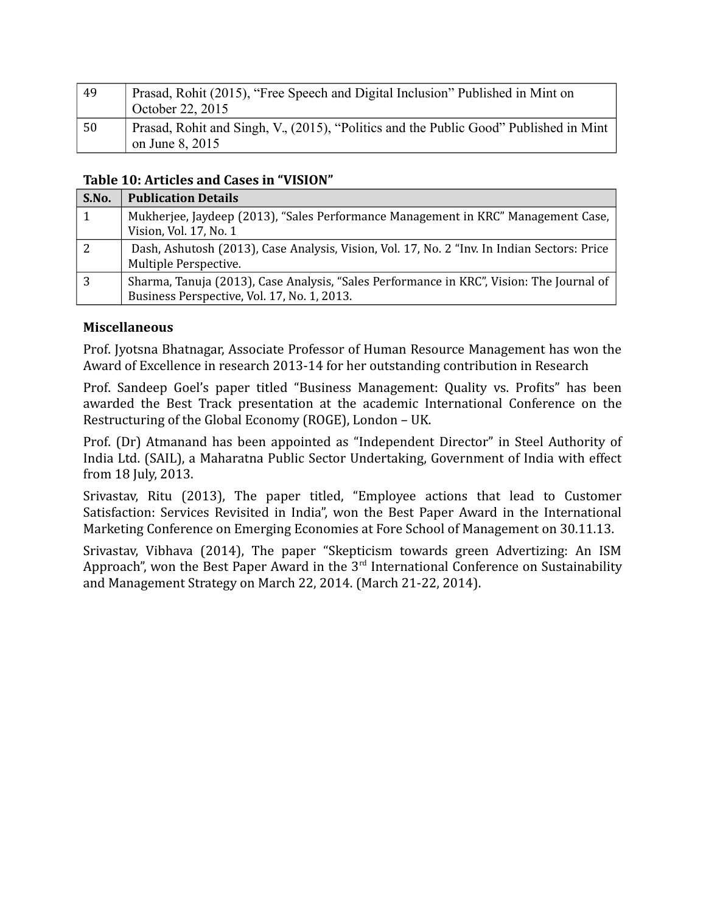| | |
|---|---|
| 49 | Prasad, Rohit (2015), "Free Speech and Digital Inclusion" Published in Mint on October 22, 2015 |
| 50 | Prasad, Rohit and Singh, V., (2015), "Politics and the Public Good" Published in Mint on June 8, 2015 |

**Table 10: Articles and Cases in "VISION"**

| S.No. | Publication Details |
|---|---|
| 1 | Mukherjee, Jaydeep (2013), "Sales Performance Management in KRC" Management Case, Vision, Vol. 17, No. 1 |
| 2 | Dash, Ashutosh (2013), Case Analysis, Vision, Vol. 17, No. 2 "Inv. In Indian Sectors: Price Multiple Perspective. |
| 3 | Sharma, Tanuja (2013), Case Analysis, "Sales Performance in KRC", Vision: The Journal of Business Perspective, Vol. 17, No. 1, 2013. |

### Miscellaneous

Prof. Jyotsna Bhatnagar, Associate Professor of Human Resource Management has won the Award of Excellence in research 2013-14 for her outstanding contribution in Research

Prof. Sandeep Goel's paper titled "Business Management: Quality vs. Profits" has been awarded the Best Track presentation at the academic International Conference on the Restructuring of the Global Economy (ROGE), London – UK.

Prof. (Dr) Atmanand has been appointed as "Independent Director" in Steel Authority of India Ltd. (SAIL), a Maharatna Public Sector Undertaking, Government of India with effect from 18 July, 2013.

Srivastav, Ritu (2013), The paper titled, "Employee actions that lead to Customer Satisfaction: Services Revisited in India", won the Best Paper Award in the International Marketing Conference on Emerging Economies at Fore School of Management on 30.11.13.

Srivastav, Vibhava (2014), The paper "Skepticism towards green Advertizing: An ISM Approach", won the Best Paper Award in the 3rd International Conference on Sustainability and Management Strategy on March 22, 2014. (March 21-22, 2014).